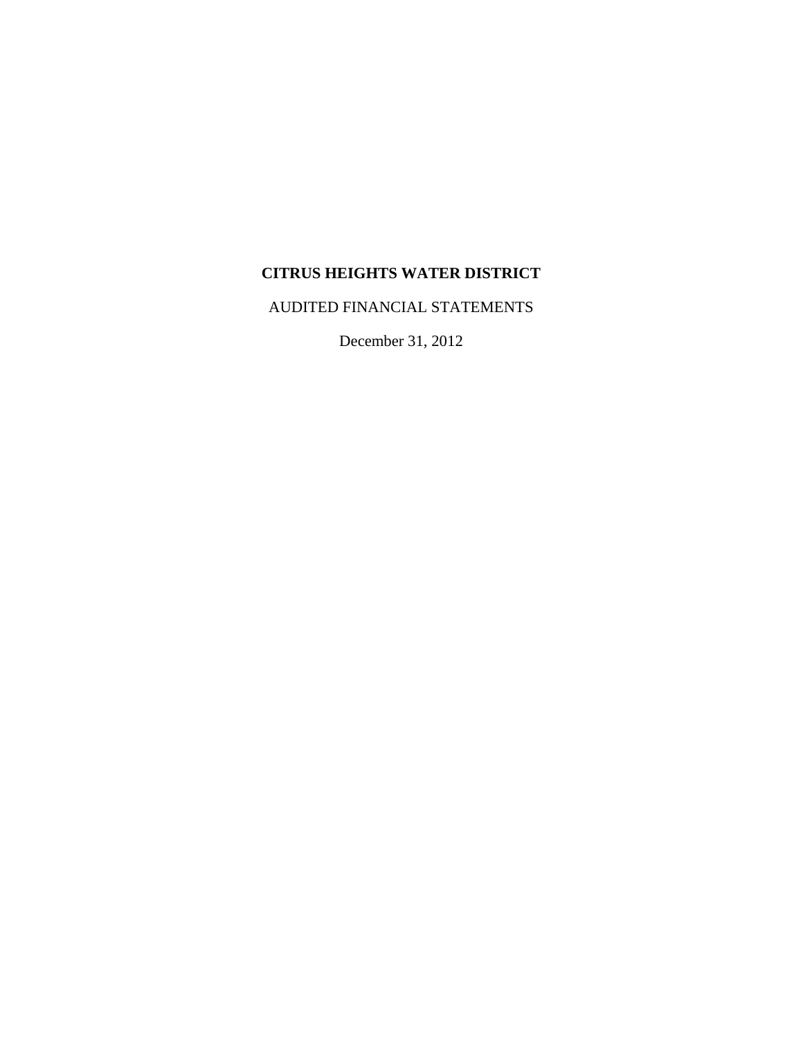# CITRUS HEIGHTS WATER DISTRICT

AUDITED FINANCIAL STATEMENTS

December 31, 2012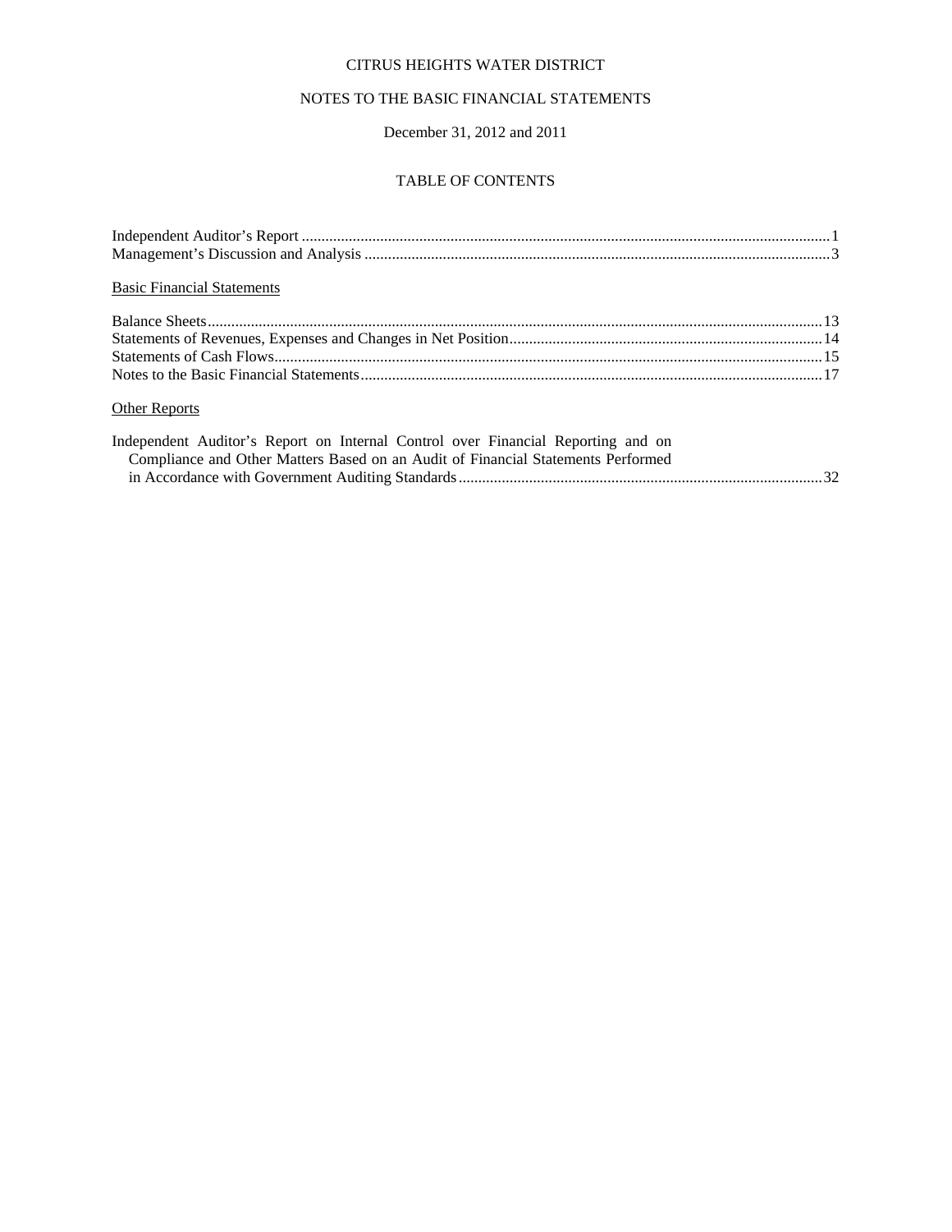CITRUS HEIGHTS WATER DISTRICT

NOTES TO THE BASIC FINANCIAL STATEMENTS

December 31, 2012 and 2011

# TABLE OF CONTENTS

| | |
|---|---|
| Independent Auditor's Report | 1 |
| Management's Discussion and Analysis | 3 |

<u>Basic Financial Statements</u>

| | |
|---|---|
| Balance Sheets | 13 |
| Statements of Revenues, Expenses and Changes in Net Position | 14 |
| Statements of Cash Flows | 15 |
| Notes to the Basic Financial Statements | 17 |

<u>Other Reports</u>

| | |
|---|---|
| Independent Auditor's Report on Internal Control over Financial Reporting and on Compliance and Other Matters Based on an Audit of Financial Statements Performed in Accordance with Government Auditing Standards | 32 |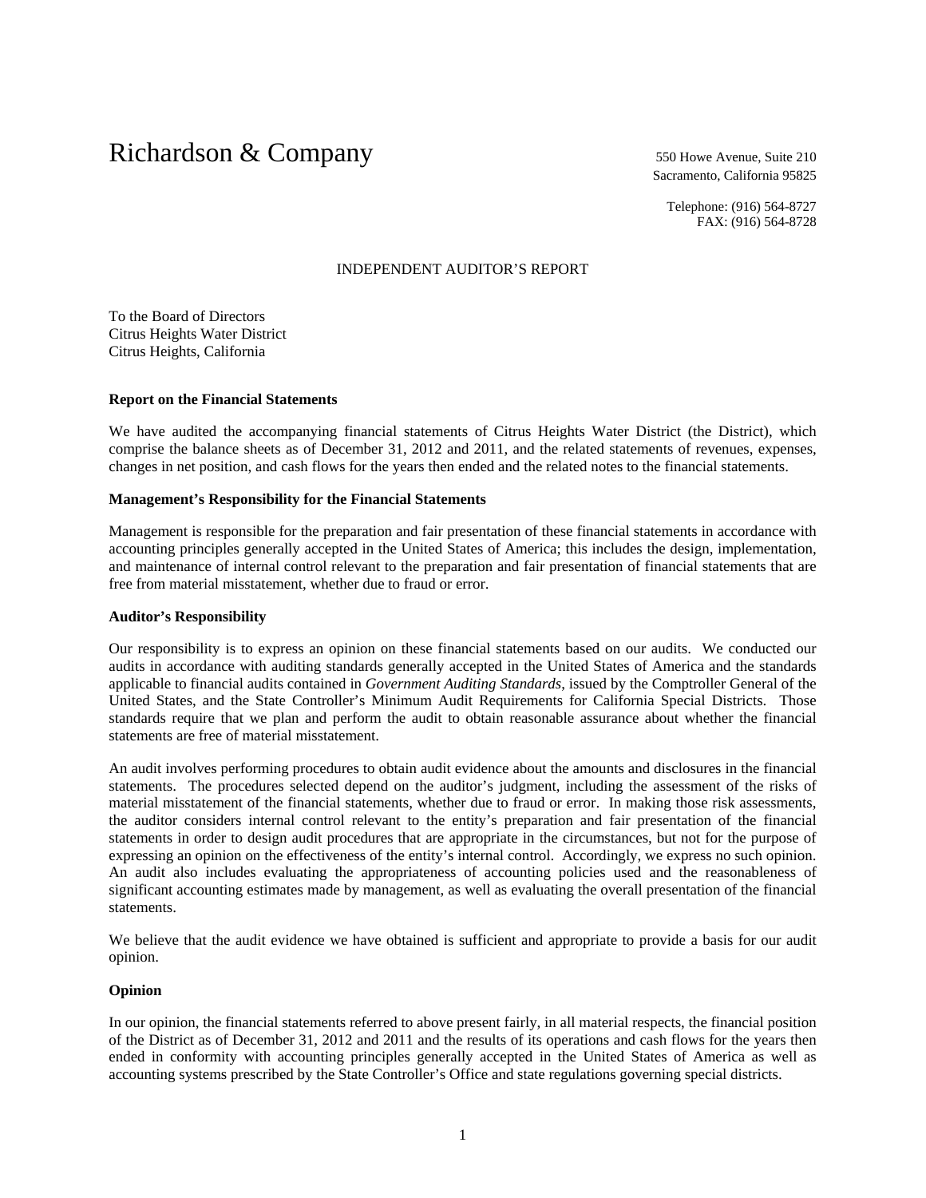# Richardson & Company

550 Howe Avenue, Suite 210
Sacramento, California 95825

Telephone: (916) 564-8727
FAX: (916) 564-8728

## INDEPENDENT AUDITOR'S REPORT

To the Board of Directors
Citrus Heights Water District
Citrus Heights, California

**Report on the Financial Statements**

We have audited the accompanying financial statements of Citrus Heights Water District (the District), which comprise the balance sheets as of December 31, 2012 and 2011, and the related statements of revenues, expenses, changes in net position, and cash flows for the years then ended and the related notes to the financial statements.

**Management's Responsibility for the Financial Statements**

Management is responsible for the preparation and fair presentation of these financial statements in accordance with accounting principles generally accepted in the United States of America; this includes the design, implementation, and maintenance of internal control relevant to the preparation and fair presentation of financial statements that are free from material misstatement, whether due to fraud or error.

**Auditor's Responsibility**

Our responsibility is to express an opinion on these financial statements based on our audits. We conducted our audits in accordance with auditing standards generally accepted in the United States of America and the standards applicable to financial audits contained in *Government Auditing Standards*, issued by the Comptroller General of the United States, and the State Controller's Minimum Audit Requirements for California Special Districts. Those standards require that we plan and perform the audit to obtain reasonable assurance about whether the financial statements are free of material misstatement.

An audit involves performing procedures to obtain audit evidence about the amounts and disclosures in the financial statements. The procedures selected depend on the auditor's judgment, including the assessment of the risks of material misstatement of the financial statements, whether due to fraud or error. In making those risk assessments, the auditor considers internal control relevant to the entity's preparation and fair presentation of the financial statements in order to design audit procedures that are appropriate in the circumstances, but not for the purpose of expressing an opinion on the effectiveness of the entity's internal control. Accordingly, we express no such opinion. An audit also includes evaluating the appropriateness of accounting policies used and the reasonableness of significant accounting estimates made by management, as well as evaluating the overall presentation of the financial statements.

We believe that the audit evidence we have obtained is sufficient and appropriate to provide a basis for our audit opinion.

**Opinion**

In our opinion, the financial statements referred to above present fairly, in all material respects, the financial position of the District as of December 31, 2012 and 2011 and the results of its operations and cash flows for the years then ended in conformity with accounting principles generally accepted in the United States of America as well as accounting systems prescribed by the State Controller's Office and state regulations governing special districts.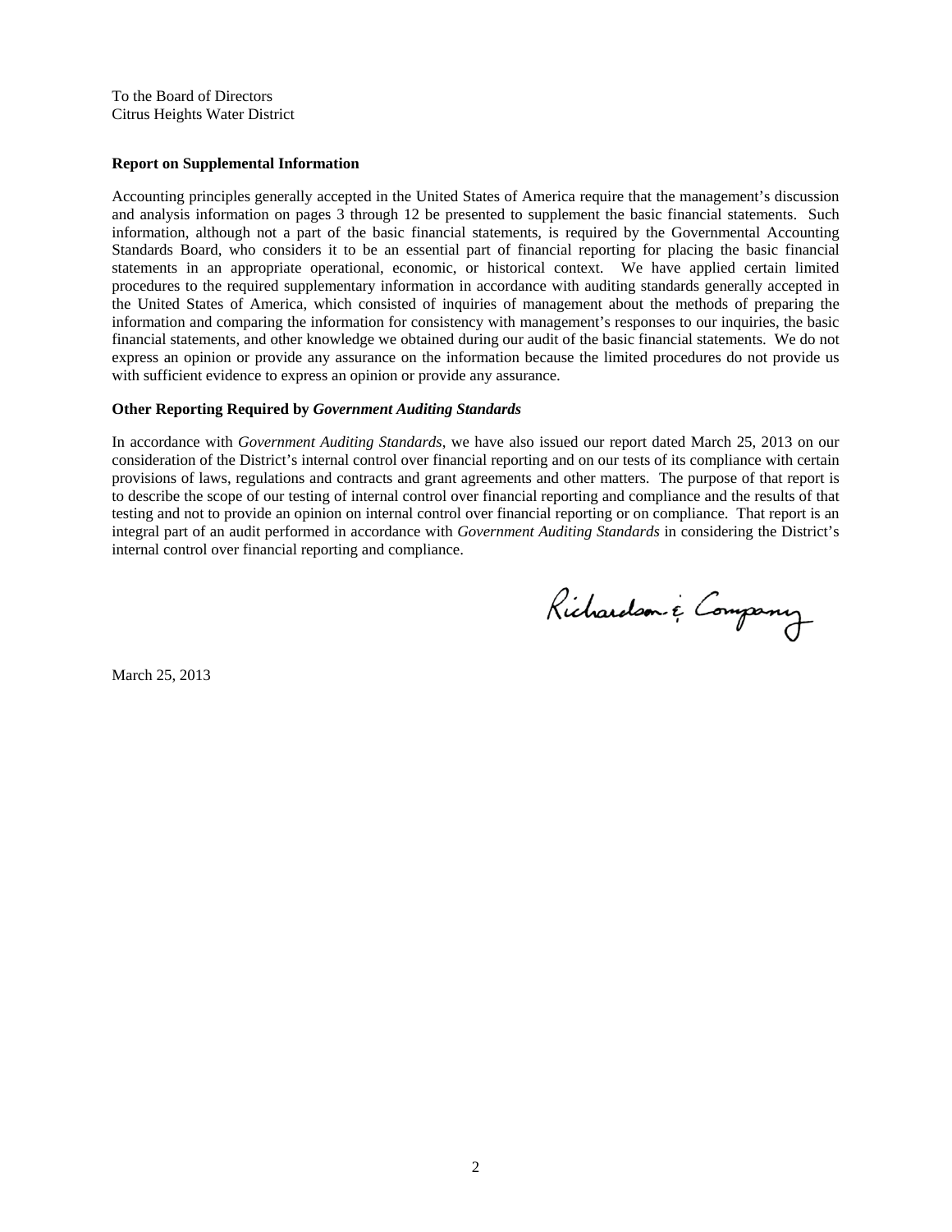To the Board of Directors
Citrus Heights Water District

**Report on Supplemental Information**

Accounting principles generally accepted in the United States of America require that the management's discussion and analysis information on pages 3 through 12 be presented to supplement the basic financial statements. Such information, although not a part of the basic financial statements, is required by the Governmental Accounting Standards Board, who considers it to be an essential part of financial reporting for placing the basic financial statements in an appropriate operational, economic, or historical context. We have applied certain limited procedures to the required supplementary information in accordance with auditing standards generally accepted in the United States of America, which consisted of inquiries of management about the methods of preparing the information and comparing the information for consistency with management's responses to our inquiries, the basic financial statements, and other knowledge we obtained during our audit of the basic financial statements. We do not express an opinion or provide any assurance on the information because the limited procedures do not provide us with sufficient evidence to express an opinion or provide any assurance.

**Other Reporting Required by *Government Auditing Standards***

In accordance with *Government Auditing Standards*, we have also issued our report dated March 25, 2013 on our consideration of the District's internal control over financial reporting and on our tests of its compliance with certain provisions of laws, regulations and contracts and grant agreements and other matters. The purpose of that report is to describe the scope of our testing of internal control over financial reporting and compliance and the results of that testing and not to provide an opinion on internal control over financial reporting or on compliance. That report is an integral part of an audit performed in accordance with *Government Auditing Standards* in considering the District's internal control over financial reporting and compliance.

Richardson & Company

March 25, 2013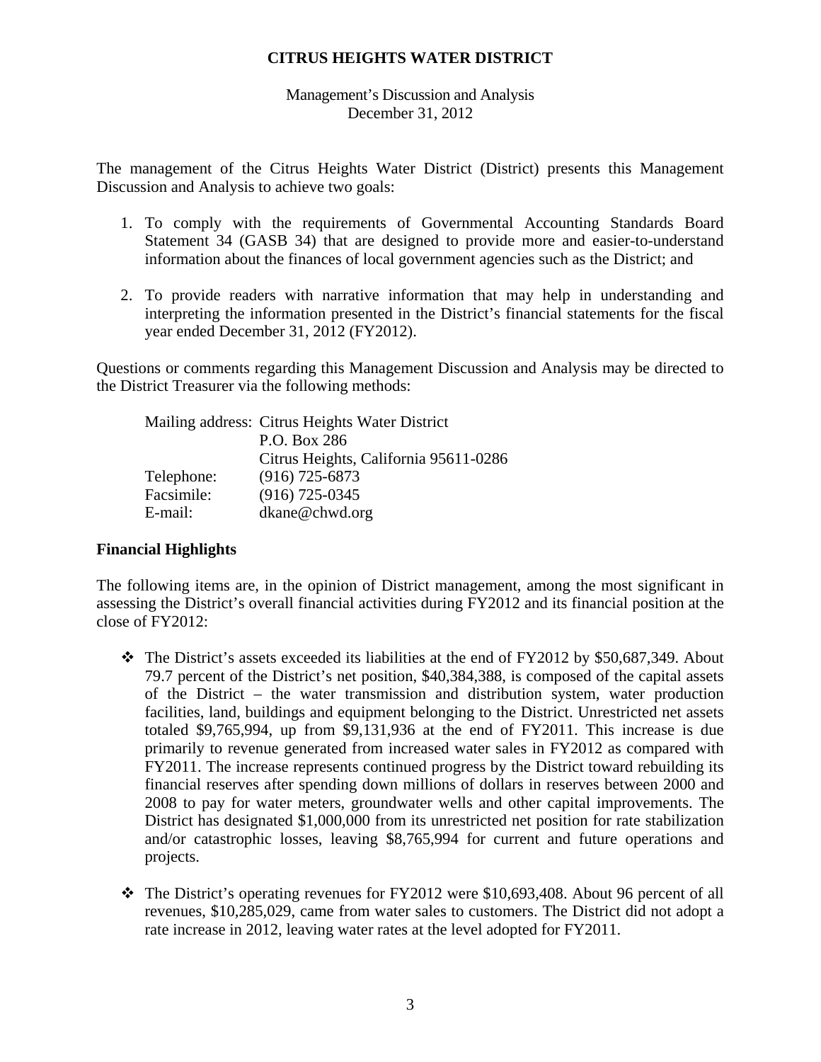# CITRUS HEIGHTS WATER DISTRICT

Management's Discussion and Analysis
December 31, 2012

The management of the Citrus Heights Water District (District) presents this Management Discussion and Analysis to achieve two goals:

1. To comply with the requirements of Governmental Accounting Standards Board Statement 34 (GASB 34) that are designed to provide more and easier-to-understand information about the finances of local government agencies such as the District; and

2. To provide readers with narrative information that may help in understanding and interpreting the information presented in the District's financial statements for the fiscal year ended December 31, 2012 (FY2012).

Questions or comments regarding this Management Discussion and Analysis may be directed to the District Treasurer via the following methods:

| | |
|---|---|
| Mailing address: | Citrus Heights Water District |
| | P.O. Box 286 |
| | Citrus Heights, California 95611-0286 |
| Telephone: | (916) 725-6873 |
| Facsimile: | (916) 725-0345 |
| E-mail: | dkane@chwd.org |

## Financial Highlights

The following items are, in the opinion of District management, among the most significant in assessing the District's overall financial activities during FY2012 and its financial position at the close of FY2012:

- The District's assets exceeded its liabilities at the end of FY2012 by $50,687,349. About 79.7 percent of the District's net position, $40,384,388, is composed of the capital assets of the District – the water transmission and distribution system, water production facilities, land, buildings and equipment belonging to the District. Unrestricted net assets totaled $9,765,994, up from $9,131,936 at the end of FY2011. This increase is due primarily to revenue generated from increased water sales in FY2012 as compared with FY2011. The increase represents continued progress by the District toward rebuilding its financial reserves after spending down millions of dollars in reserves between 2000 and 2008 to pay for water meters, groundwater wells and other capital improvements. The District has designated $1,000,000 from its unrestricted net position for rate stabilization and/or catastrophic losses, leaving $8,765,994 for current and future operations and projects.

- The District's operating revenues for FY2012 were $10,693,408. About 96 percent of all revenues, $10,285,029, came from water sales to customers. The District did not adopt a rate increase in 2012, leaving water rates at the level adopted for FY2011.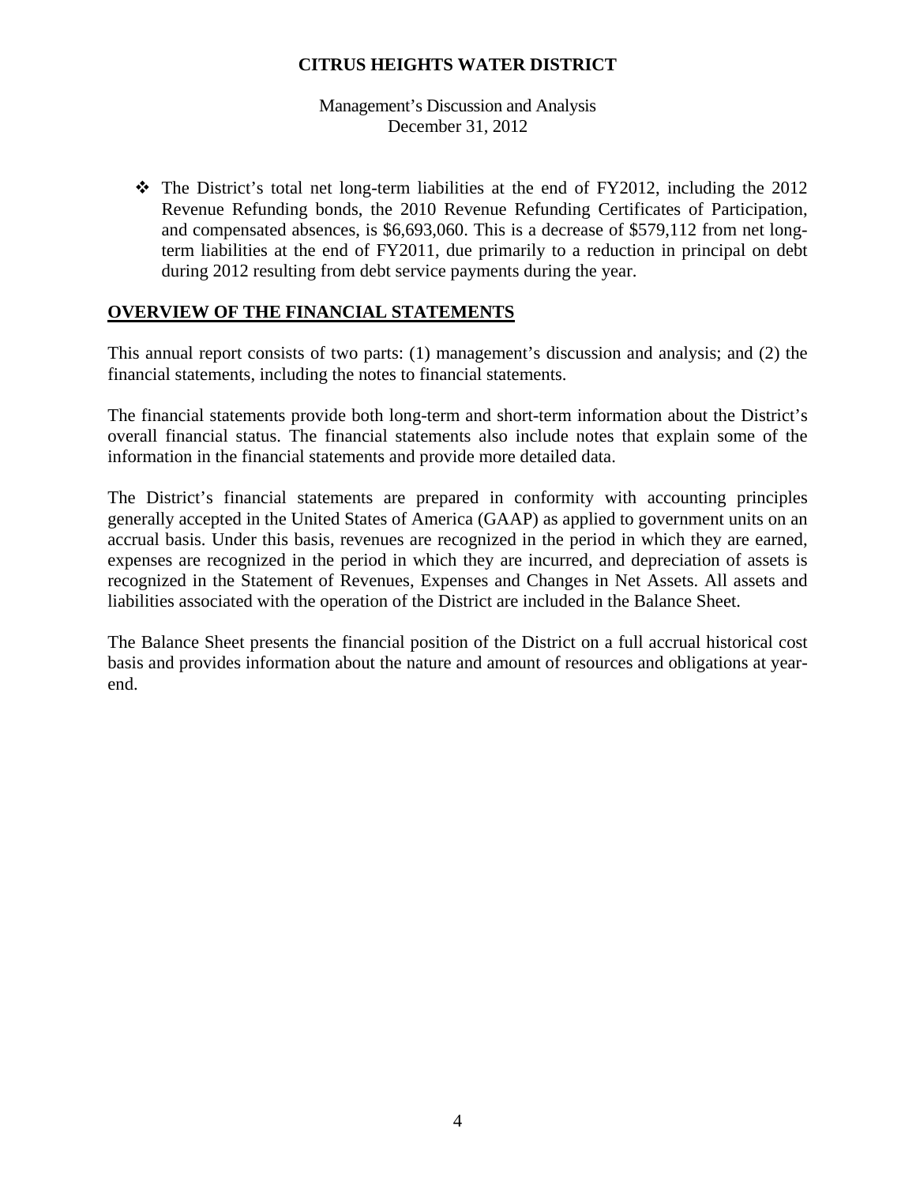- The District's total net long-term liabilities at the end of FY2012, including the 2012 Revenue Refunding bonds, the 2010 Revenue Refunding Certificates of Participation, and compensated absences, is $6,693,060. This is a decrease of $579,112 from net long-term liabilities at the end of FY2011, due primarily to a reduction in principal on debt during 2012 resulting from debt service payments during the year.

## OVERVIEW OF THE FINANCIAL STATEMENTS

This annual report consists of two parts: (1) management's discussion and analysis; and (2) the financial statements, including the notes to financial statements.

The financial statements provide both long-term and short-term information about the District's overall financial status. The financial statements also include notes that explain some of the information in the financial statements and provide more detailed data.

The District's financial statements are prepared in conformity with accounting principles generally accepted in the United States of America (GAAP) as applied to government units on an accrual basis. Under this basis, revenues are recognized in the period in which they are earned, expenses are recognized in the period in which they are incurred, and depreciation of assets is recognized in the Statement of Revenues, Expenses and Changes in Net Assets. All assets and liabilities associated with the operation of the District are included in the Balance Sheet.

The Balance Sheet presents the financial position of the District on a full accrual historical cost basis and provides information about the nature and amount of resources and obligations at year-end.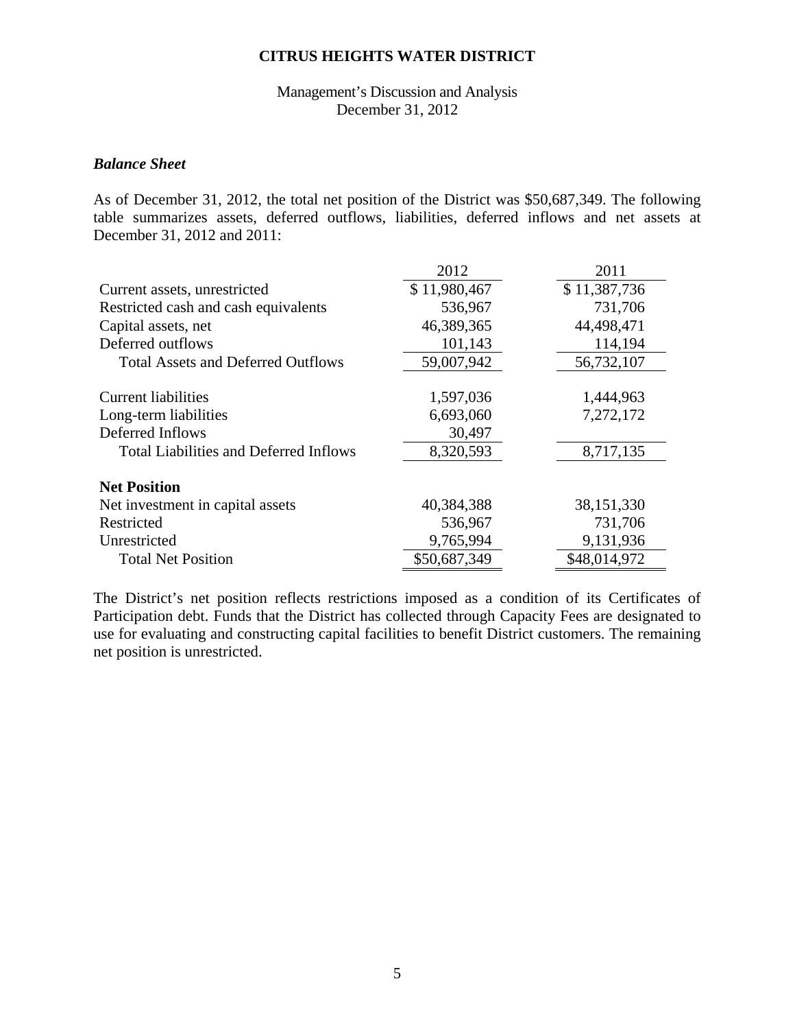# CITRUS HEIGHTS WATER DISTRICT

Management's Discussion and Analysis
December 31, 2012

### *Balance Sheet*

As of December 31, 2012, the total net position of the District was $50,687,349. The following table summarizes assets, deferred outflows, liabilities, deferred inflows and net assets at December 31, 2012 and 2011:

| | 2012 | 2011 |
|---|---|---|
| Current assets, unrestricted | $ 11,980,467 | $ 11,387,736 |
| Restricted cash and cash equivalents | 536,967 | 731,706 |
| Capital assets, net | 46,389,365 | 44,498,471 |
| Deferred outflows | 101,143 | 114,194 |
| Total Assets and Deferred Outflows | 59,007,942 | 56,732,107 |
| | | |
| Current liabilities | 1,597,036 | 1,444,963 |
| Long-term liabilities | 6,693,060 | 7,272,172 |
| Deferred Inflows | 30,497 | |
| Total Liabilities and Deferred Inflows | 8,320,593 | 8,717,135 |
| | | |
| **Net Position** | | |
| Net investment in capital assets | 40,384,388 | 38,151,330 |
| Restricted | 536,967 | 731,706 |
| Unrestricted | 9,765,994 | 9,131,936 |
| Total Net Position | $50,687,349 | $48,014,972 |

The District's net position reflects restrictions imposed as a condition of its Certificates of Participation debt. Funds that the District has collected through Capacity Fees are designated to use for evaluating and constructing capital facilities to benefit District customers. The remaining net position is unrestricted.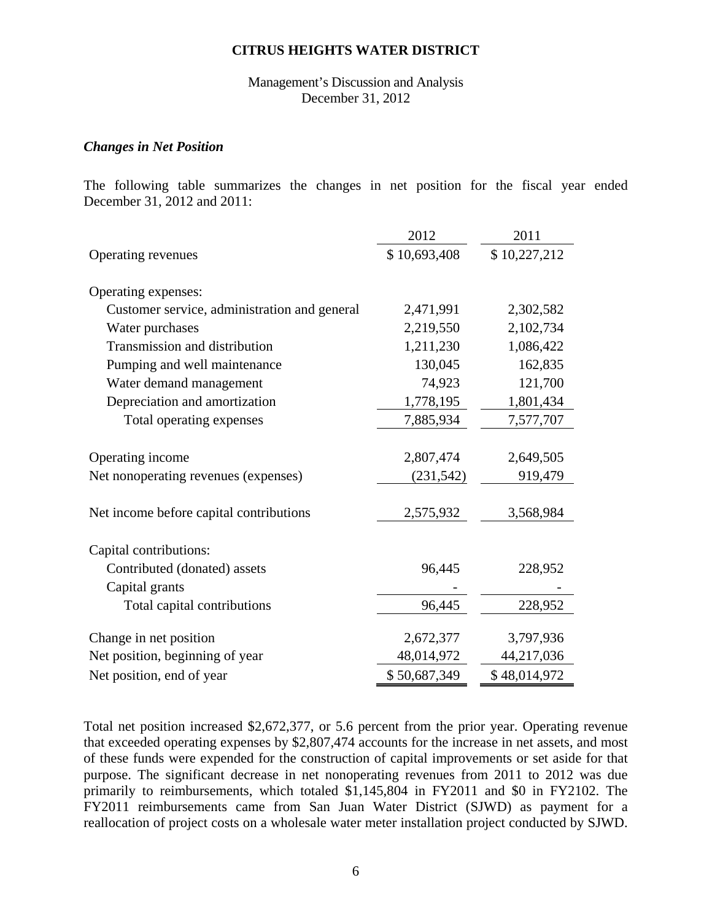**CITRUS HEIGHTS WATER DISTRICT**

Management's Discussion and Analysis
December 31, 2012

### *Changes in Net Position*

The following table summarizes the changes in net position for the fiscal year ended December 31, 2012 and 2011:

| | 2012 | 2011 |
|---|---|---|
| Operating revenues | $ 10,693,408 | $ 10,227,212 |
| | | |
| Operating expenses: | | |
| Customer service, administration and general | 2,471,991 | 2,302,582 |
| Water purchases | 2,219,550 | 2,102,734 |
| Transmission and distribution | 1,211,230 | 1,086,422 |
| Pumping and well maintenance | 130,045 | 162,835 |
| Water demand management | 74,923 | 121,700 |
| Depreciation and amortization | 1,778,195 | 1,801,434 |
| Total operating expenses | 7,885,934 | 7,577,707 |
| | | |
| Operating income | 2,807,474 | 2,649,505 |
| Net nonoperating revenues (expenses) | (231,542) | 919,479 |
| | | |
| Net income before capital contributions | 2,575,932 | 3,568,984 |
| | | |
| Capital contributions: | | |
| Contributed (donated) assets | 96,445 | 228,952 |
| Capital grants | - | - |
| Total capital contributions | 96,445 | 228,952 |
| | | |
| Change in net position | 2,672,377 | 3,797,936 |
| Net position, beginning of year | 48,014,972 | 44,217,036 |
| Net position, end of year | $ 50,687,349 | $ 48,014,972 |

Total net position increased $2,672,377, or 5.6 percent from the prior year. Operating revenue that exceeded operating expenses by $2,807,474 accounts for the increase in net assets, and most of these funds were expended for the construction of capital improvements or set aside for that purpose. The significant decrease in net nonoperating revenues from 2011 to 2012 was due primarily to reimbursements, which totaled $1,145,804 in FY2011 and $0 in FY2102. The FY2011 reimbursements came from San Juan Water District (SJWD) as payment for a reallocation of project costs on a wholesale water meter installation project conducted by SJWD.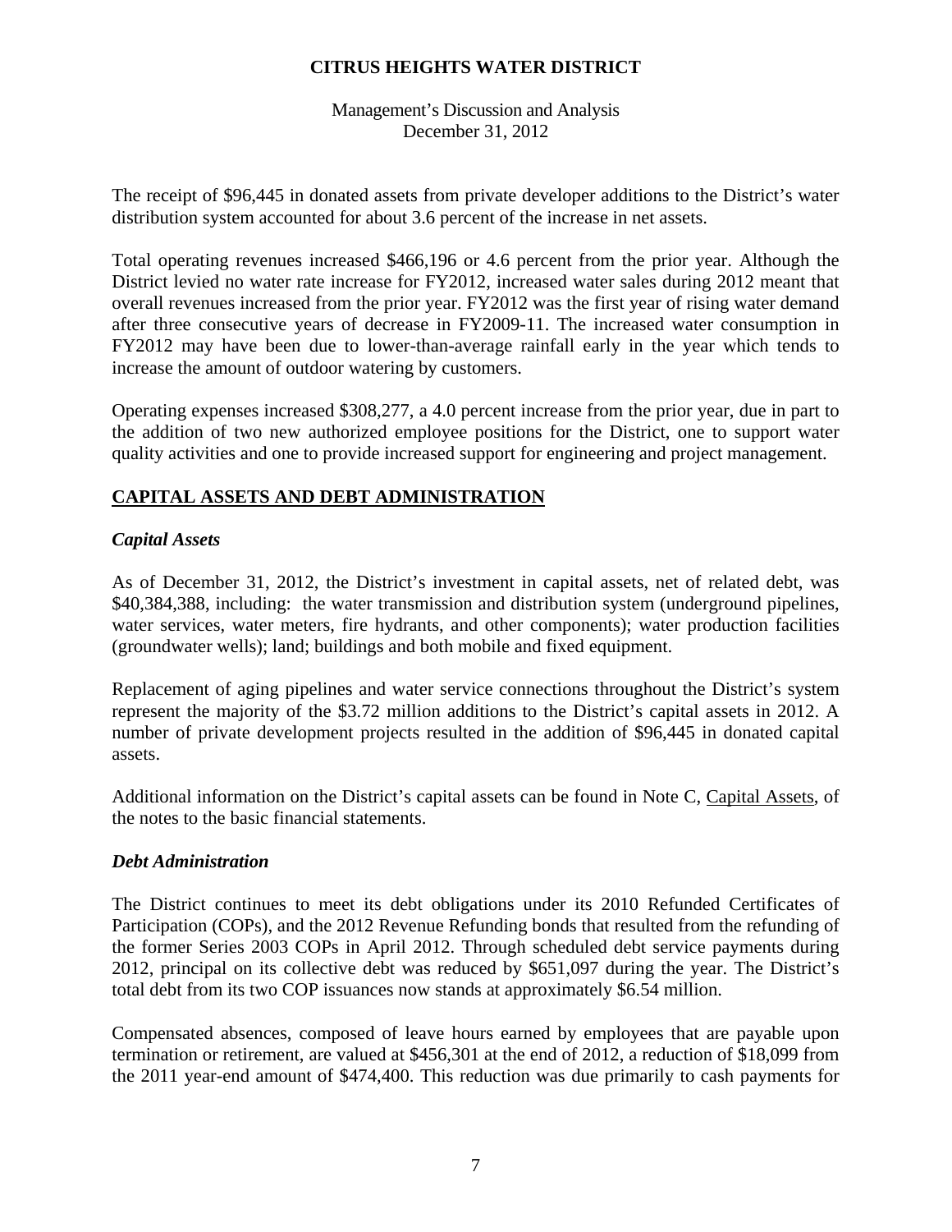The receipt of $96,445 in donated assets from private developer additions to the District's water distribution system accounted for about 3.6 percent of the increase in net assets.

Total operating revenues increased $466,196 or 4.6 percent from the prior year. Although the District levied no water rate increase for FY2012, increased water sales during 2012 meant that overall revenues increased from the prior year. FY2012 was the first year of rising water demand after three consecutive years of decrease in FY2009-11. The increased water consumption in FY2012 may have been due to lower-than-average rainfall early in the year which tends to increase the amount of outdoor watering by customers.

Operating expenses increased $308,277, a 4.0 percent increase from the prior year, due in part to the addition of two new authorized employee positions for the District, one to support water quality activities and one to provide increased support for engineering and project management.

## CAPITAL ASSETS AND DEBT ADMINISTRATION

### *Capital Assets*

As of December 31, 2012, the District's investment in capital assets, net of related debt, was $40,384,388, including: the water transmission and distribution system (underground pipelines, water services, water meters, fire hydrants, and other components); water production facilities (groundwater wells); land; buildings and both mobile and fixed equipment.

Replacement of aging pipelines and water service connections throughout the District's system represent the majority of the $3.72 million additions to the District's capital assets in 2012. A number of private development projects resulted in the addition of $96,445 in donated capital assets.

Additional information on the District's capital assets can be found in Note C, Capital Assets, of the notes to the basic financial statements.

### *Debt Administration*

The District continues to meet its debt obligations under its 2010 Refunded Certificates of Participation (COPs), and the 2012 Revenue Refunding bonds that resulted from the refunding of the former Series 2003 COPs in April 2012. Through scheduled debt service payments during 2012, principal on its collective debt was reduced by $651,097 during the year. The District's total debt from its two COP issuances now stands at approximately $6.54 million.

Compensated absences, composed of leave hours earned by employees that are payable upon termination or retirement, are valued at $456,301 at the end of 2012, a reduction of $18,099 from the 2011 year-end amount of $474,400. This reduction was due primarily to cash payments for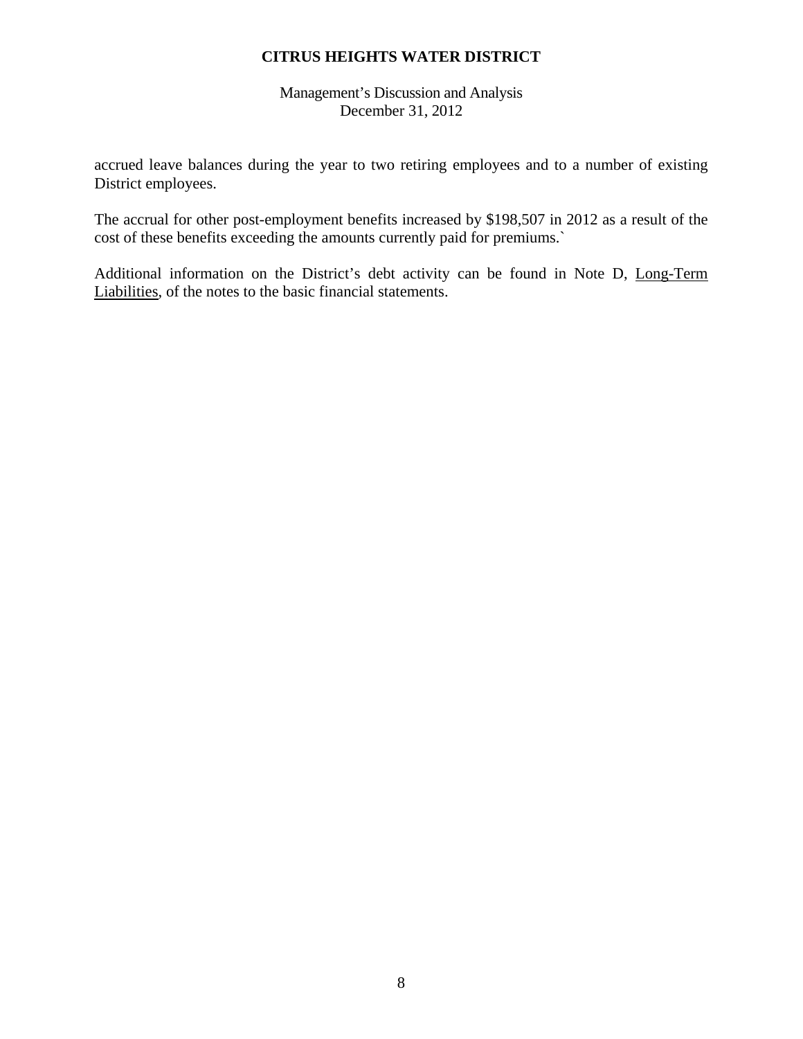accrued leave balances during the year to two retiring employees and to a number of existing District employees.

The accrual for other post-employment benefits increased by $198,507 in 2012 as a result of the cost of these benefits exceeding the amounts currently paid for premiums.`

Additional information on the District's debt activity can be found in Note D, Long-Term Liabilities, of the notes to the basic financial statements.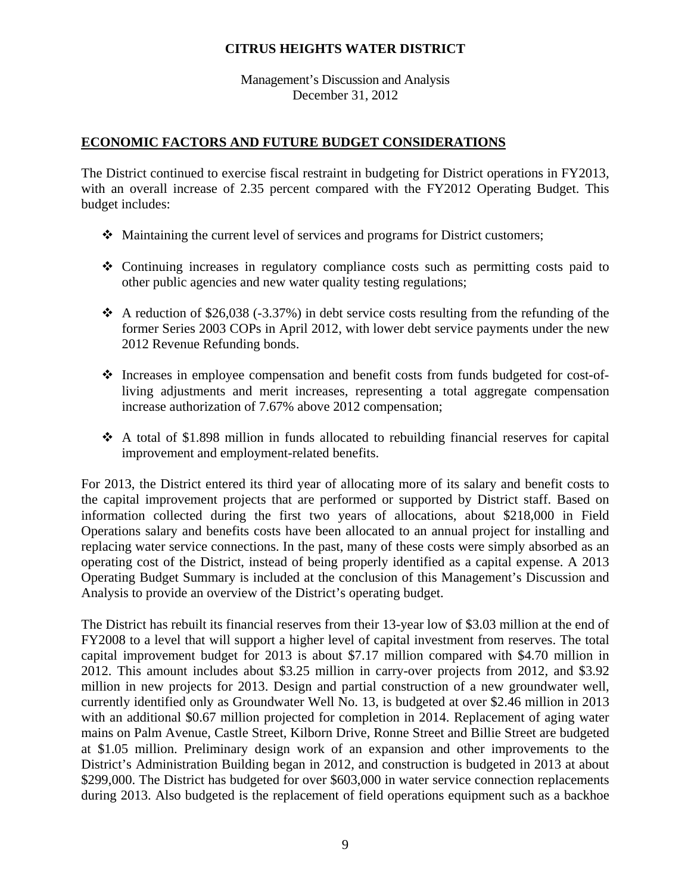# CITRUS HEIGHTS WATER DISTRICT

Management's Discussion and Analysis
December 31, 2012

## ECONOMIC FACTORS AND FUTURE BUDGET CONSIDERATIONS

The District continued to exercise fiscal restraint in budgeting for District operations in FY2013, with an overall increase of 2.35 percent compared with the FY2012 Operating Budget. This budget includes:

- Maintaining the current level of services and programs for District customers;
- Continuing increases in regulatory compliance costs such as permitting costs paid to other public agencies and new water quality testing regulations;
- A reduction of $26,038 (-3.37%) in debt service costs resulting from the refunding of the former Series 2003 COPs in April 2012, with lower debt service payments under the new 2012 Revenue Refunding bonds.
- Increases in employee compensation and benefit costs from funds budgeted for cost-of-living adjustments and merit increases, representing a total aggregate compensation increase authorization of 7.67% above 2012 compensation;
- A total of $1.898 million in funds allocated to rebuilding financial reserves for capital improvement and employment-related benefits.

For 2013, the District entered its third year of allocating more of its salary and benefit costs to the capital improvement projects that are performed or supported by District staff. Based on information collected during the first two years of allocations, about $218,000 in Field Operations salary and benefits costs have been allocated to an annual project for installing and replacing water service connections. In the past, many of these costs were simply absorbed as an operating cost of the District, instead of being properly identified as a capital expense. A 2013 Operating Budget Summary is included at the conclusion of this Management's Discussion and Analysis to provide an overview of the District's operating budget.

The District has rebuilt its financial reserves from their 13-year low of $3.03 million at the end of FY2008 to a level that will support a higher level of capital investment from reserves. The total capital improvement budget for 2013 is about $7.17 million compared with $4.70 million in 2012. This amount includes about $3.25 million in carry-over projects from 2012, and $3.92 million in new projects for 2013. Design and partial construction of a new groundwater well, currently identified only as Groundwater Well No. 13, is budgeted at over $2.46 million in 2013 with an additional $0.67 million projected for completion in 2014. Replacement of aging water mains on Palm Avenue, Castle Street, Kilborn Drive, Ronne Street and Billie Street are budgeted at $1.05 million. Preliminary design work of an expansion and other improvements to the District's Administration Building began in 2012, and construction is budgeted in 2013 at about $299,000. The District has budgeted for over $603,000 in water service connection replacements during 2013. Also budgeted is the replacement of field operations equipment such as a backhoe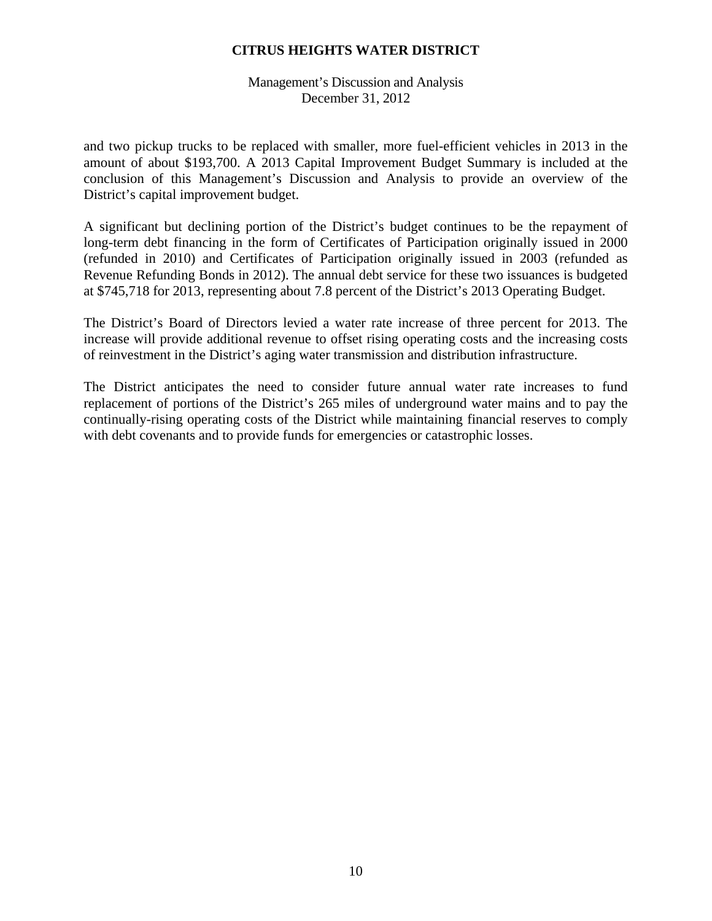and two pickup trucks to be replaced with smaller, more fuel-efficient vehicles in 2013 in the amount of about $193,700. A 2013 Capital Improvement Budget Summary is included at the conclusion of this Management's Discussion and Analysis to provide an overview of the District's capital improvement budget.

A significant but declining portion of the District's budget continues to be the repayment of long-term debt financing in the form of Certificates of Participation originally issued in 2000 (refunded in 2010) and Certificates of Participation originally issued in 2003 (refunded as Revenue Refunding Bonds in 2012). The annual debt service for these two issuances is budgeted at $745,718 for 2013, representing about 7.8 percent of the District's 2013 Operating Budget.

The District's Board of Directors levied a water rate increase of three percent for 2013. The increase will provide additional revenue to offset rising operating costs and the increasing costs of reinvestment in the District's aging water transmission and distribution infrastructure.

The District anticipates the need to consider future annual water rate increases to fund replacement of portions of the District's 265 miles of underground water mains and to pay the continually-rising operating costs of the District while maintaining financial reserves to comply with debt covenants and to provide funds for emergencies or catastrophic losses.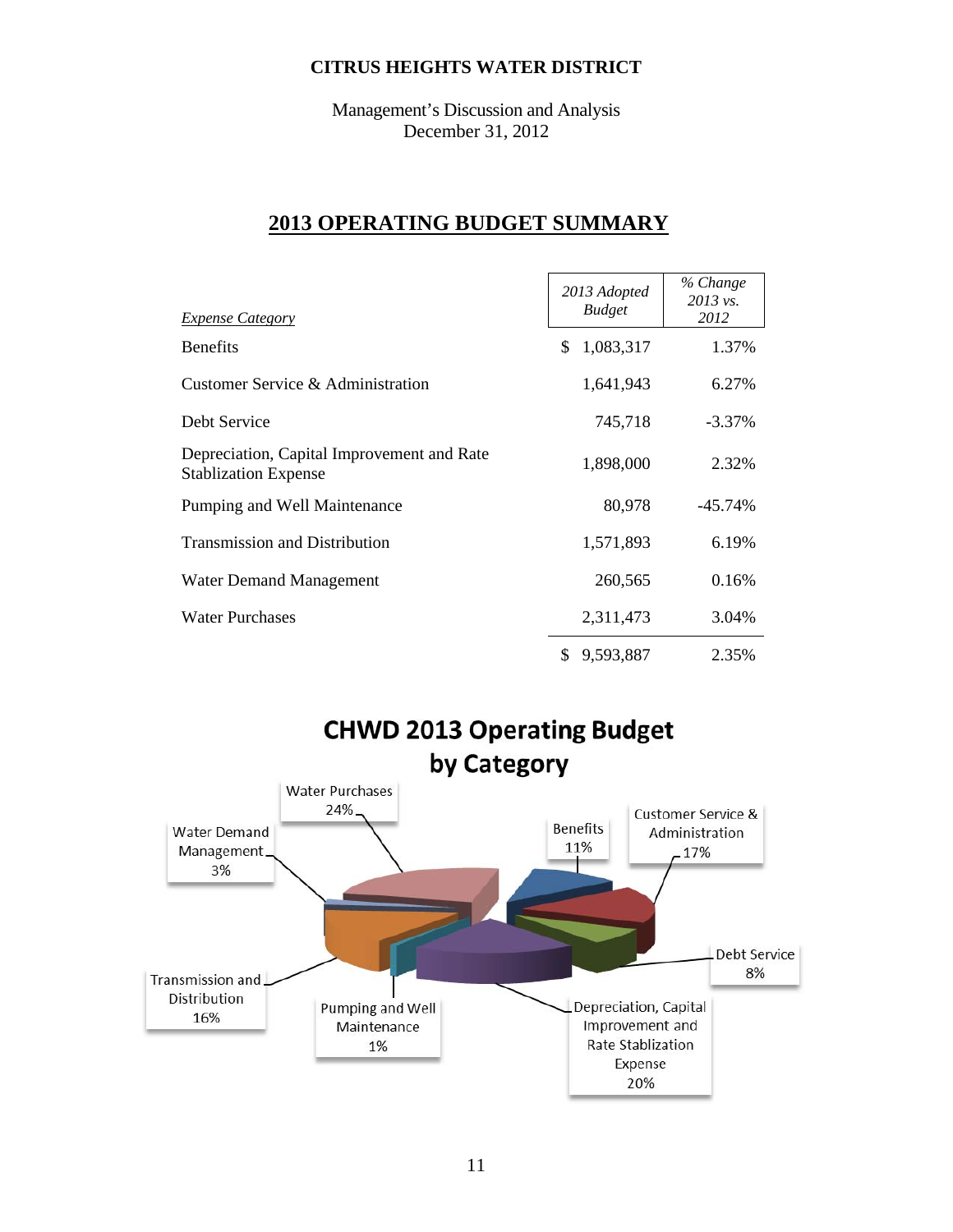CITRUS HEIGHTS WATER DISTRICT

Management's Discussion and Analysis
December 31, 2012

## 2013 OPERATING BUDGET SUMMARY

| *Expense Category* | *2013 Adopted Budget* | *% Change 2013 vs. 2012* |
|---|---|---|
| Benefits | $ 1,083,317 | 1.37% |
| Customer Service & Administration | 1,641,943 | 6.27% |
| Debt Service | 745,718 | -3.37% |
| Depreciation, Capital Improvement and Rate Stablization Expense | 1,898,000 | 2.32% |
| Pumping and Well Maintenance | 80,978 | -45.74% |
| Transmission and Distribution | 1,571,893 | 6.19% |
| Water Demand Management | 260,565 | 0.16% |
| Water Purchases | 2,311,473 | 3.04% |
| | $ 9,593,887 | 2.35% |

**CHWD 2013 Operating Budget by Category**

- Water Purchases 24%
- Benefits 11%
- Customer Service & Administration 17%
- Debt Service 8%
- Depreciation, Capital Improvement and Rate Stablization Expense 20%
- Pumping and Well Maintenance 1%
- Transmission and Distribution 16%
- Water Demand Management 3%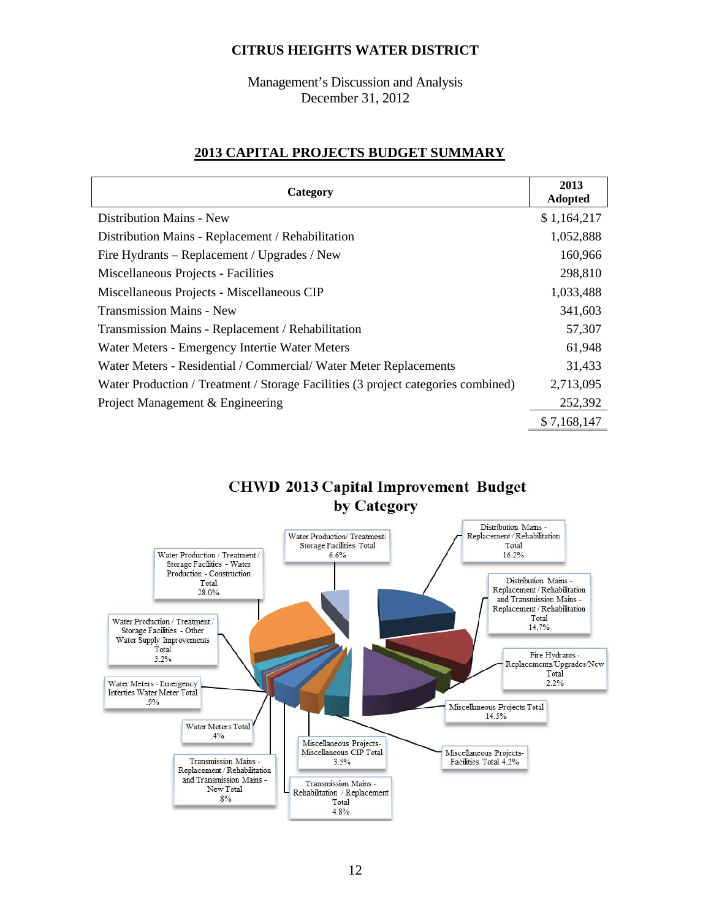# CITRUS HEIGHTS WATER DISTRICT

Management's Discussion and Analysis
December 31, 2012

## 2013 CAPITAL PROJECTS BUDGET SUMMARY

| Category | 2013 Adopted |
|---|---|
| Distribution Mains - New | $ 1,164,217 |
| Distribution Mains - Replacement / Rehabilitation | 1,052,888 |
| Fire Hydrants – Replacement / Upgrades / New | 160,966 |
| Miscellaneous Projects - Facilities | 298,810 |
| Miscellaneous Projects - Miscellaneous CIP | 1,033,488 |
| Transmission Mains - New | 341,603 |
| Transmission Mains - Replacement / Rehabilitation | 57,307 |
| Water Meters - Emergency Intertie Water Meters | 61,948 |
| Water Meters - Residential / Commercial/ Water Meter Replacements | 31,433 |
| Water Production / Treatment / Storage Facilities (3 project categories combined) | 2,713,095 |
| Project Management & Engineering | 252,392 |
| | $ 7,168,147 |

### CHWD 2013 Capital Improvement Budget by Category

Water Production / Treatment / Storage Facilities - Water Production - Construction Total 28.0%

Water Production/ Treatment/ Storage Facilities Total 6.6%

Distribution Mains - Replacement / Rehabilitation Total 16.2%

Distribution Mains - Replacement / Rehabilitation and Transmission Mains - Replacement / Rehabilitation Total 14.7%

Fire Hydrants - Replacements/Upgrades/New Total 2.2%

Miscellaneous Projects Total 14.5%

Miscellaneous Projects- Facilities Total 4.2%

Miscellaneous Projects- Miscellaneous CIP Total 3.5%

Transmission Mains - Rehabilitation / Replacement Total 4.8%

Transmission Mains - Replacement / Rehabilitation and Transmission Mains - New Total .8%

Water Meters Total .4%

Water Meters - Emergency Interties Water Meter Total .9%

Water Production / Treatment / Storage Facilities - Other Water Supply Improvements Total 3.2%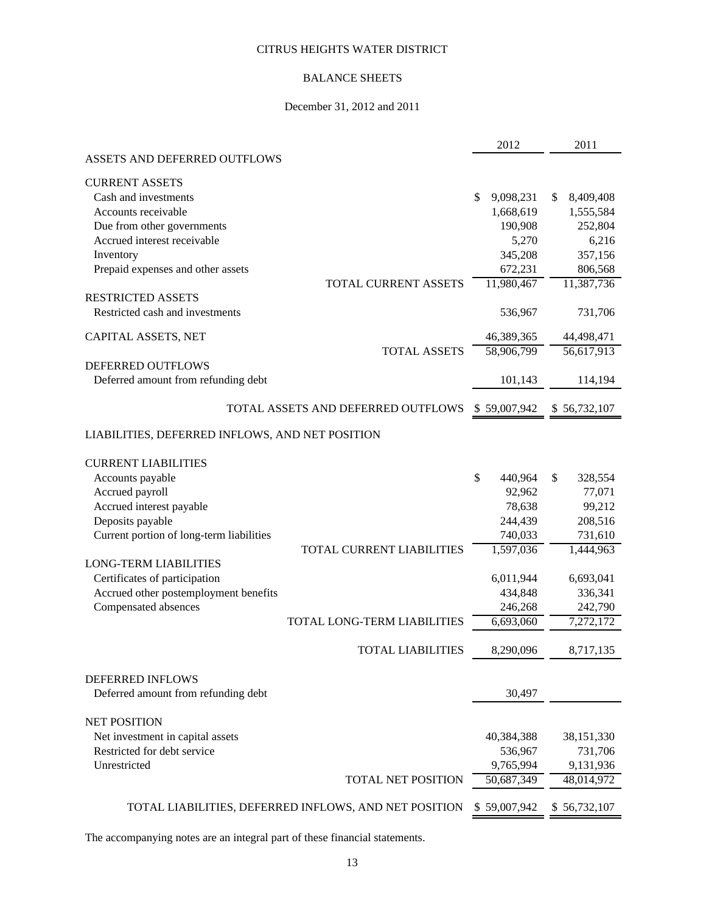# CITRUS HEIGHTS WATER DISTRICT

## BALANCE SHEETS

December 31, 2012 and 2011

| | 2012 | 2011 |
|---|---|---|
| **ASSETS AND DEFERRED OUTFLOWS** | | |
| **CURRENT ASSETS** | | |
| Cash and investments | $ 9,098,231 | $ 8,409,408 |
| Accounts receivable | 1,668,619 | 1,555,584 |
| Due from other governments | 190,908 | 252,804 |
| Accrued interest receivable | 5,270 | 6,216 |
| Inventory | 345,208 | 357,156 |
| Prepaid expenses and other assets | 672,231 | 806,568 |
| TOTAL CURRENT ASSETS | 11,980,467 | 11,387,736 |
| **RESTRICTED ASSETS** | | |
| Restricted cash and investments | 536,967 | 731,706 |
| **CAPITAL ASSETS, NET** | 46,389,365 | 44,498,471 |
| TOTAL ASSETS | 58,906,799 | 56,617,913 |
| **DEFERRED OUTFLOWS** | | |
| Deferred amount from refunding debt | 101,143 | 114,194 |
| TOTAL ASSETS AND DEFERRED OUTFLOWS | $ 59,007,942 | $ 56,732,107 |
| **LIABILITIES, DEFERRED INFLOWS, AND NET POSITION** | | |
| **CURRENT LIABILITIES** | | |
| Accounts payable | $ 440,964 | $ 328,554 |
| Accrued payroll | 92,962 | 77,071 |
| Accrued interest payable | 78,638 | 99,212 |
| Deposits payable | 244,439 | 208,516 |
| Current portion of long-term liabilities | 740,033 | 731,610 |
| TOTAL CURRENT LIABILITIES | 1,597,036 | 1,444,963 |
| **LONG-TERM LIABILITIES** | | |
| Certificates of participation | 6,011,944 | 6,693,041 |
| Accrued other postemployment benefits | 434,848 | 336,341 |
| Compensated absences | 246,268 | 242,790 |
| TOTAL LONG-TERM LIABILITIES | 6,693,060 | 7,272,172 |
| TOTAL LIABILITIES | 8,290,096 | 8,717,135 |
| **DEFERRED INFLOWS** | | |
| Deferred amount from refunding debt | 30,497 | |
| **NET POSITION** | | |
| Net investment in capital assets | 40,384,388 | 38,151,330 |
| Restricted for debt service | 536,967 | 731,706 |
| Unrestricted | 9,765,994 | 9,131,936 |
| TOTAL NET POSITION | 50,687,349 | 48,014,972 |
| TOTAL LIABILITIES, DEFERRED INFLOWS, AND NET POSITION | $ 59,007,942 | $ 56,732,107 |

The accompanying notes are an integral part of these financial statements.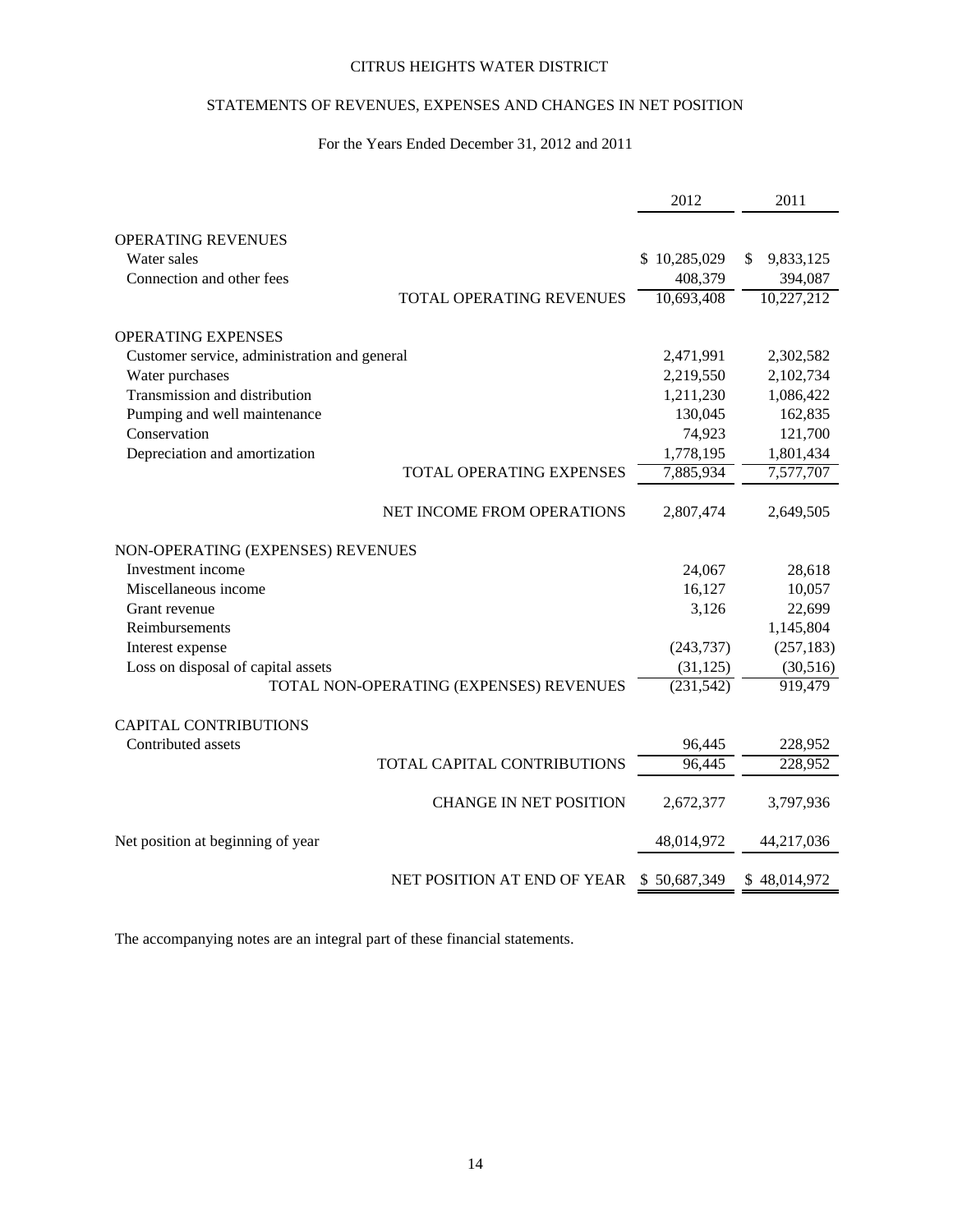# CITRUS HEIGHTS WATER DISTRICT

## STATEMENTS OF REVENUES, EXPENSES AND CHANGES IN NET POSITION

For the Years Ended December 31, 2012 and 2011

| | 2012 | 2011 |
|---|---|---|
| **OPERATING REVENUES** | | |
| Water sales | $ 10,285,029 | $ 9,833,125 |
| Connection and other fees | 408,379 | 394,087 |
| TOTAL OPERATING REVENUES | 10,693,408 | 10,227,212 |
| **OPERATING EXPENSES** | | |
| Customer service, administration and general | 2,471,991 | 2,302,582 |
| Water purchases | 2,219,550 | 2,102,734 |
| Transmission and distribution | 1,211,230 | 1,086,422 |
| Pumping and well maintenance | 130,045 | 162,835 |
| Conservation | 74,923 | 121,700 |
| Depreciation and amortization | 1,778,195 | 1,801,434 |
| TOTAL OPERATING EXPENSES | 7,885,934 | 7,577,707 |
| NET INCOME FROM OPERATIONS | 2,807,474 | 2,649,505 |
| **NON-OPERATING (EXPENSES) REVENUES** | | |
| Investment income | 24,067 | 28,618 |
| Miscellaneous income | 16,127 | 10,057 |
| Grant revenue | 3,126 | 22,699 |
| Reimbursements | | 1,145,804 |
| Interest expense | (243,737) | (257,183) |
| Loss on disposal of capital assets | (31,125) | (30,516) |
| TOTAL NON-OPERATING (EXPENSES) REVENUES | (231,542) | 919,479 |
| **CAPITAL CONTRIBUTIONS** | | |
| Contributed assets | 96,445 | 228,952 |
| TOTAL CAPITAL CONTRIBUTIONS | 96,445 | 228,952 |
| CHANGE IN NET POSITION | 2,672,377 | 3,797,936 |
| Net position at beginning of year | 48,014,972 | 44,217,036 |
| NET POSITION AT END OF YEAR | $ 50,687,349 | $ 48,014,972 |

The accompanying notes are an integral part of these financial statements.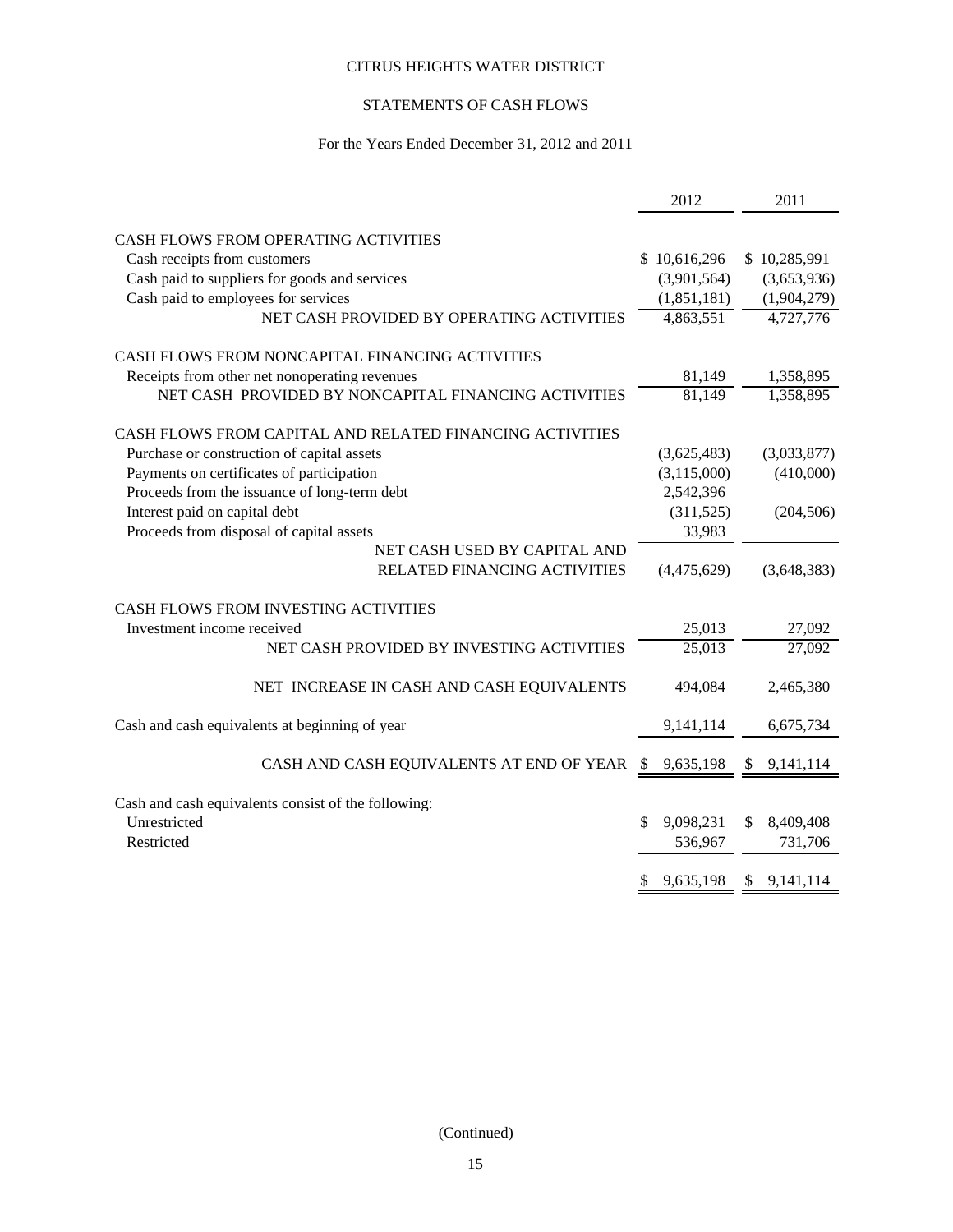# CITRUS HEIGHTS WATER DISTRICT

## STATEMENTS OF CASH FLOWS

### For the Years Ended December 31, 2012 and 2011

| | 2012 | 2011 |
|---|---|---|
| CASH FLOWS FROM OPERATING ACTIVITIES | | |
| Cash receipts from customers | $ 10,616,296 | $ 10,285,991 |
| Cash paid to suppliers for goods and services | (3,901,564) | (3,653,936) |
| Cash paid to employees for services | (1,851,181) | (1,904,279) |
| NET CASH PROVIDED BY OPERATING ACTIVITIES | 4,863,551 | 4,727,776 |
| CASH FLOWS FROM NONCAPITAL FINANCING ACTIVITIES | | |
| Receipts from other net nonoperating revenues | 81,149 | 1,358,895 |
| NET CASH PROVIDED BY NONCAPITAL FINANCING ACTIVITIES | 81,149 | 1,358,895 |
| CASH FLOWS FROM CAPITAL AND RELATED FINANCING ACTIVITIES | | |
| Purchase or construction of capital assets | (3,625,483) | (3,033,877) |
| Payments on certificates of participation | (3,115,000) | (410,000) |
| Proceeds from the issuance of long-term debt | 2,542,396 | |
| Interest paid on capital debt | (311,525) | (204,506) |
| Proceeds from disposal of capital assets | 33,983 | |
| NET CASH USED BY CAPITAL AND RELATED FINANCING ACTIVITIES | (4,475,629) | (3,648,383) |
| CASH FLOWS FROM INVESTING ACTIVITIES | | |
| Investment income received | 25,013 | 27,092 |
| NET CASH PROVIDED BY INVESTING ACTIVITIES | 25,013 | 27,092 |
| NET INCREASE IN CASH AND CASH EQUIVALENTS | 494,084 | 2,465,380 |
| Cash and cash equivalents at beginning of year | 9,141,114 | 6,675,734 |
| CASH AND CASH EQUIVALENTS AT END OF YEAR | $ 9,635,198 | $ 9,141,114 |
| Cash and cash equivalents consist of the following: | | |
| Unrestricted | $ 9,098,231 | $ 8,409,408 |
| Restricted | 536,967 | 731,706 |
| | $ 9,635,198 | $ 9,141,114 |

(Continued)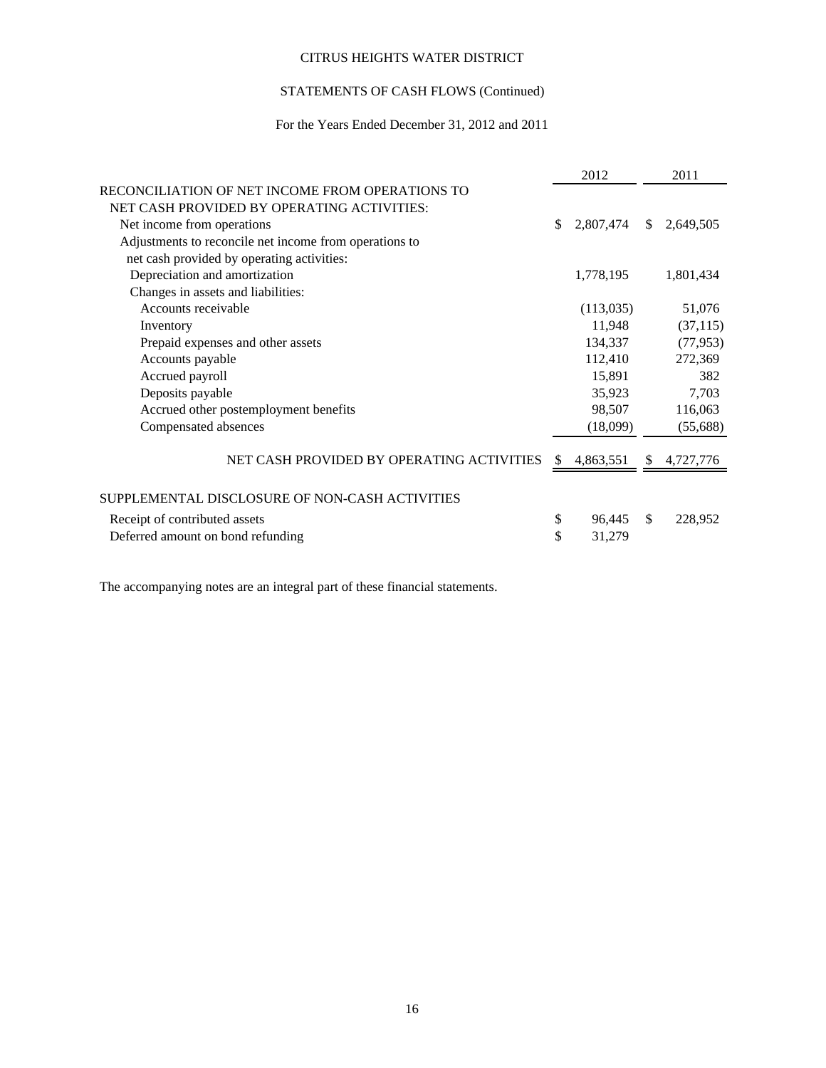CITRUS HEIGHTS WATER DISTRICT

STATEMENTS OF CASH FLOWS (Continued)

For the Years Ended December 31, 2012 and 2011

| | 2012 | 2011 |
|---|---|---|
| RECONCILIATION OF NET INCOME FROM OPERATIONS TO NET CASH PROVIDED BY OPERATING ACTIVITIES: | | |
| Net income from operations | $ 2,807,474 | $ 2,649,505 |
| Adjustments to reconcile net income from operations to net cash provided by operating activities: | | |
| Depreciation and amortization | 1,778,195 | 1,801,434 |
| Changes in assets and liabilities: | | |
| Accounts receivable | (113,035) | 51,076 |
| Inventory | 11,948 | (37,115) |
| Prepaid expenses and other assets | 134,337 | (77,953) |
| Accounts payable | 112,410 | 272,369 |
| Accrued payroll | 15,891 | 382 |
| Deposits payable | 35,923 | 7,703 |
| Accrued other postemployment benefits | 98,507 | 116,063 |
| Compensated absences | (18,099) | (55,688) |
| NET CASH PROVIDED BY OPERATING ACTIVITIES | $ 4,863,551 | $ 4,727,776 |
| SUPPLEMENTAL DISCLOSURE OF NON-CASH ACTIVITIES | | |
| Receipt of contributed assets | $ 96,445 | $ 228,952 |
| Deferred amount on bond refunding | $ 31,279 | |

The accompanying notes are an integral part of these financial statements.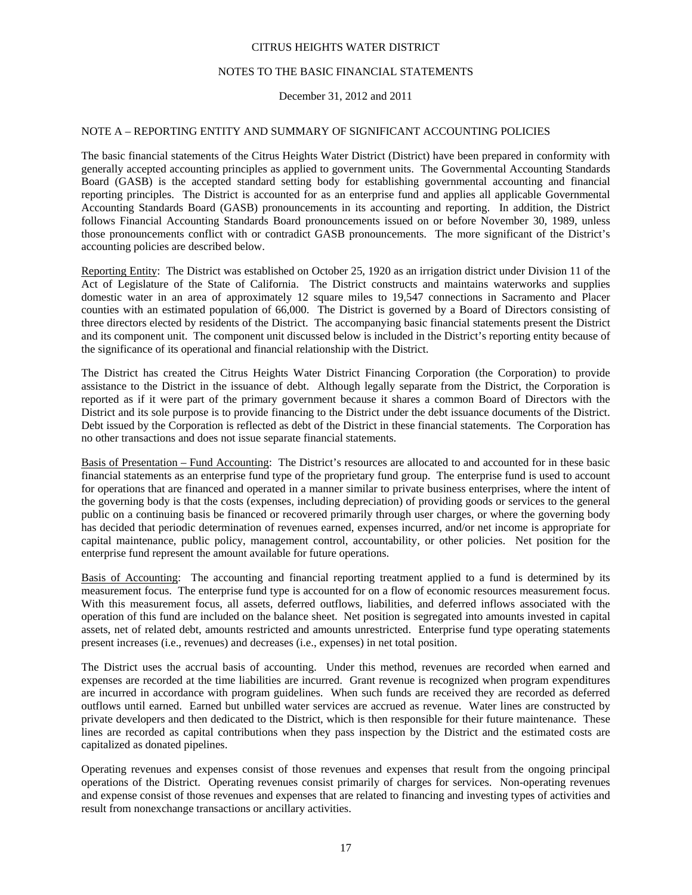CITRUS HEIGHTS WATER DISTRICT

NOTES TO THE BASIC FINANCIAL STATEMENTS

December 31, 2012 and 2011

## NOTE A – REPORTING ENTITY AND SUMMARY OF SIGNIFICANT ACCOUNTING POLICIES

The basic financial statements of the Citrus Heights Water District (District) have been prepared in conformity with generally accepted accounting principles as applied to government units. The Governmental Accounting Standards Board (GASB) is the accepted standard setting body for establishing governmental accounting and financial reporting principles. The District is accounted for as an enterprise fund and applies all applicable Governmental Accounting Standards Board (GASB) pronouncements in its accounting and reporting. In addition, the District follows Financial Accounting Standards Board pronouncements issued on or before November 30, 1989, unless those pronouncements conflict with or contradict GASB pronouncements. The more significant of the District's accounting policies are described below.

Reporting Entity: The District was established on October 25, 1920 as an irrigation district under Division 11 of the Act of Legislature of the State of California. The District constructs and maintains waterworks and supplies domestic water in an area of approximately 12 square miles to 19,547 connections in Sacramento and Placer counties with an estimated population of 66,000. The District is governed by a Board of Directors consisting of three directors elected by residents of the District. The accompanying basic financial statements present the District and its component unit. The component unit discussed below is included in the District's reporting entity because of the significance of its operational and financial relationship with the District.

The District has created the Citrus Heights Water District Financing Corporation (the Corporation) to provide assistance to the District in the issuance of debt. Although legally separate from the District, the Corporation is reported as if it were part of the primary government because it shares a common Board of Directors with the District and its sole purpose is to provide financing to the District under the debt issuance documents of the District. Debt issued by the Corporation is reflected as debt of the District in these financial statements. The Corporation has no other transactions and does not issue separate financial statements.

Basis of Presentation – Fund Accounting: The District's resources are allocated to and accounted for in these basic financial statements as an enterprise fund type of the proprietary fund group. The enterprise fund is used to account for operations that are financed and operated in a manner similar to private business enterprises, where the intent of the governing body is that the costs (expenses, including depreciation) of providing goods or services to the general public on a continuing basis be financed or recovered primarily through user charges, or where the governing body has decided that periodic determination of revenues earned, expenses incurred, and/or net income is appropriate for capital maintenance, public policy, management control, accountability, or other policies. Net position for the enterprise fund represent the amount available for future operations.

Basis of Accounting: The accounting and financial reporting treatment applied to a fund is determined by its measurement focus. The enterprise fund type is accounted for on a flow of economic resources measurement focus. With this measurement focus, all assets, deferred outflows, liabilities, and deferred inflows associated with the operation of this fund are included on the balance sheet. Net position is segregated into amounts invested in capital assets, net of related debt, amounts restricted and amounts unrestricted. Enterprise fund type operating statements present increases (i.e., revenues) and decreases (i.e., expenses) in net total position.

The District uses the accrual basis of accounting. Under this method, revenues are recorded when earned and expenses are recorded at the time liabilities are incurred. Grant revenue is recognized when program expenditures are incurred in accordance with program guidelines. When such funds are received they are recorded as deferred outflows until earned. Earned but unbilled water services are accrued as revenue. Water lines are constructed by private developers and then dedicated to the District, which is then responsible for their future maintenance. These lines are recorded as capital contributions when they pass inspection by the District and the estimated costs are capitalized as donated pipelines.

Operating revenues and expenses consist of those revenues and expenses that result from the ongoing principal operations of the District. Operating revenues consist primarily of charges for services. Non-operating revenues and expense consist of those revenues and expenses that are related to financing and investing types of activities and result from nonexchange transactions or ancillary activities.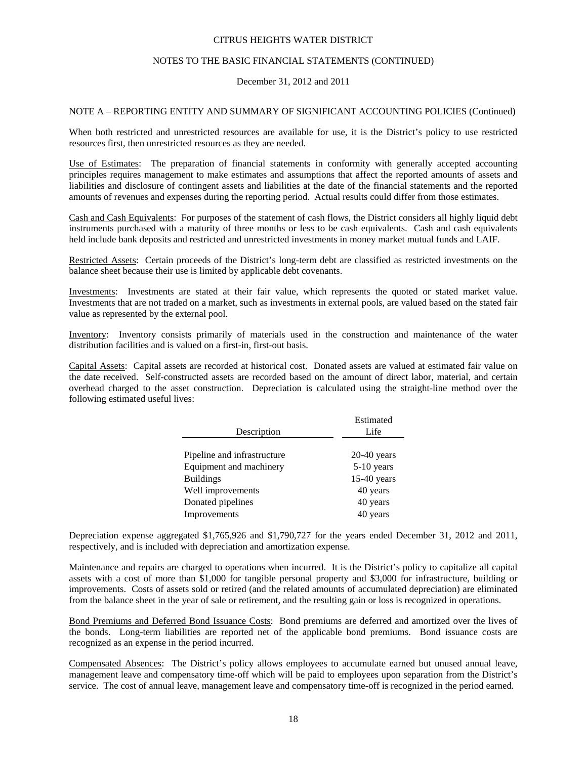CITRUS HEIGHTS WATER DISTRICT

NOTES TO THE BASIC FINANCIAL STATEMENTS (CONTINUED)

December 31, 2012 and 2011

NOTE A – REPORTING ENTITY AND SUMMARY OF SIGNIFICANT ACCOUNTING POLICIES (Continued)

When both restricted and unrestricted resources are available for use, it is the District's policy to use restricted resources first, then unrestricted resources as they are needed.

Use of Estimates: The preparation of financial statements in conformity with generally accepted accounting principles requires management to make estimates and assumptions that affect the reported amounts of assets and liabilities and disclosure of contingent assets and liabilities at the date of the financial statements and the reported amounts of revenues and expenses during the reporting period. Actual results could differ from those estimates.

Cash and Cash Equivalents: For purposes of the statement of cash flows, the District considers all highly liquid debt instruments purchased with a maturity of three months or less to be cash equivalents. Cash and cash equivalents held include bank deposits and restricted and unrestricted investments in money market mutual funds and LAIF.

Restricted Assets: Certain proceeds of the District's long-term debt are classified as restricted investments on the balance sheet because their use is limited by applicable debt covenants.

Investments: Investments are stated at their fair value, which represents the quoted or stated market value. Investments that are not traded on a market, such as investments in external pools, are valued based on the stated fair value as represented by the external pool.

Inventory: Inventory consists primarily of materials used in the construction and maintenance of the water distribution facilities and is valued on a first-in, first-out basis.

Capital Assets: Capital assets are recorded at historical cost. Donated assets are valued at estimated fair value on the date received. Self-constructed assets are recorded based on the amount of direct labor, material, and certain overhead charged to the asset construction. Depreciation is calculated using the straight-line method over the following estimated useful lives:

| Description | Estimated Life |
|---|---|
| Pipeline and infrastructure | 20-40 years |
| Equipment and machinery | 5-10 years |
| Buildings | 15-40 years |
| Well improvements | 40 years |
| Donated pipelines | 40 years |
| Improvements | 40 years |

Depreciation expense aggregated $1,765,926 and $1,790,727 for the years ended December 31, 2012 and 2011, respectively, and is included with depreciation and amortization expense.

Maintenance and repairs are charged to operations when incurred. It is the District's policy to capitalize all capital assets with a cost of more than $1,000 for tangible personal property and $3,000 for infrastructure, building or improvements. Costs of assets sold or retired (and the related amounts of accumulated depreciation) are eliminated from the balance sheet in the year of sale or retirement, and the resulting gain or loss is recognized in operations.

Bond Premiums and Deferred Bond Issuance Costs: Bond premiums are deferred and amortized over the lives of the bonds. Long-term liabilities are reported net of the applicable bond premiums. Bond issuance costs are recognized as an expense in the period incurred.

Compensated Absences: The District's policy allows employees to accumulate earned but unused annual leave, management leave and compensatory time-off which will be paid to employees upon separation from the District's service. The cost of annual leave, management leave and compensatory time-off is recognized in the period earned.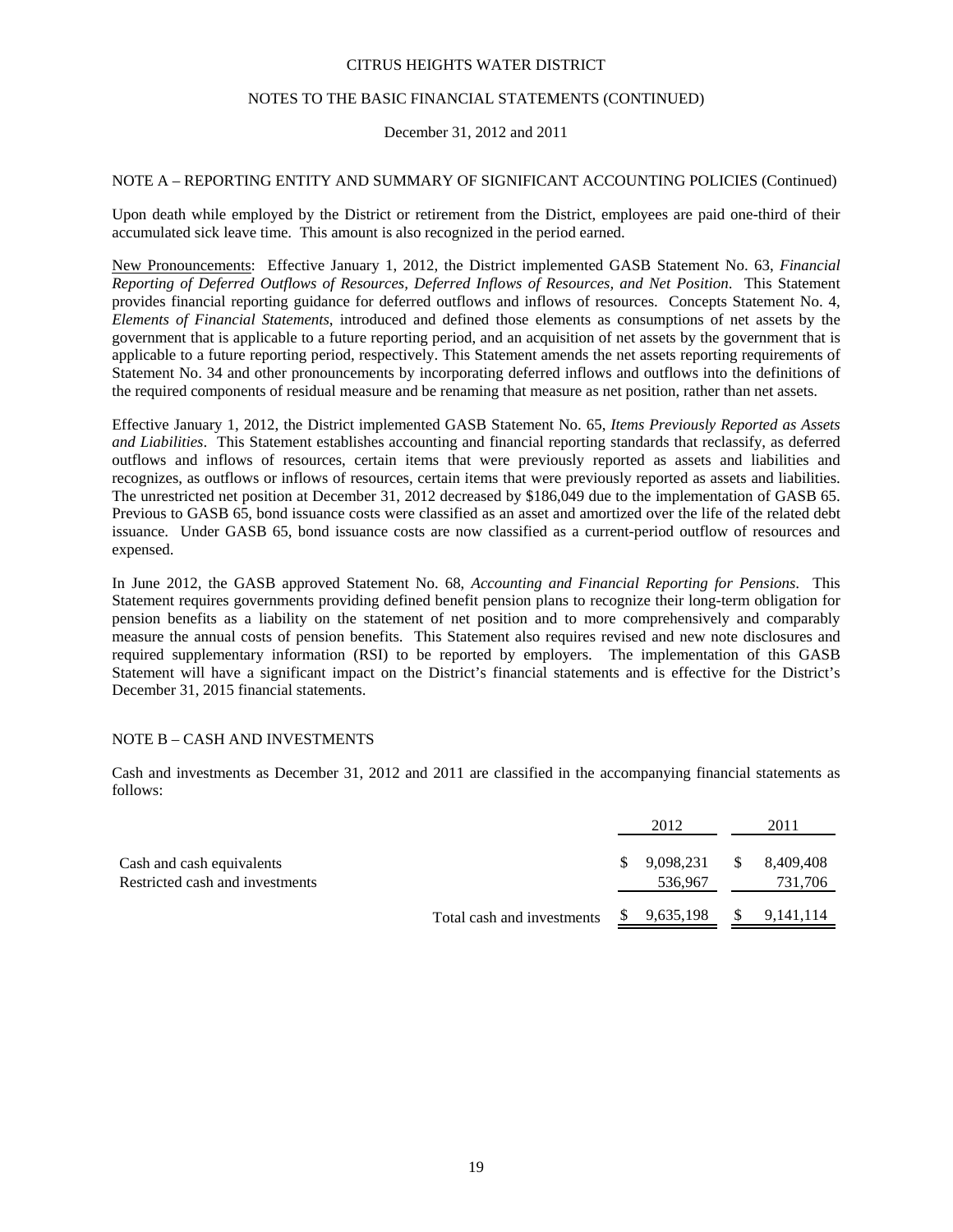## NOTE A – REPORTING ENTITY AND SUMMARY OF SIGNIFICANT ACCOUNTING POLICIES (Continued)

Upon death while employed by the District or retirement from the District, employees are paid one-third of their accumulated sick leave time. This amount is also recognized in the period earned.

New Pronouncements: Effective January 1, 2012, the District implemented GASB Statement No. 63, *Financial Reporting of Deferred Outflows of Resources, Deferred Inflows of Resources, and Net Position*. This Statement provides financial reporting guidance for deferred outflows and inflows of resources. Concepts Statement No. 4, *Elements of Financial Statements*, introduced and defined those elements as consumptions of net assets by the government that is applicable to a future reporting period, and an acquisition of net assets by the government that is applicable to a future reporting period, respectively. This Statement amends the net assets reporting requirements of Statement No. 34 and other pronouncements by incorporating deferred inflows and outflows into the definitions of the required components of residual measure and be renaming that measure as net position, rather than net assets.

Effective January 1, 2012, the District implemented GASB Statement No. 65, *Items Previously Reported as Assets and Liabilities*. This Statement establishes accounting and financial reporting standards that reclassify, as deferred outflows and inflows of resources, certain items that were previously reported as assets and liabilities and recognizes, as outflows or inflows of resources, certain items that were previously reported as assets and liabilities. The unrestricted net position at December 31, 2012 decreased by $186,049 due to the implementation of GASB 65. Previous to GASB 65, bond issuance costs were classified as an asset and amortized over the life of the related debt issuance. Under GASB 65, bond issuance costs are now classified as a current-period outflow of resources and expensed.

In June 2012, the GASB approved Statement No. 68, *Accounting and Financial Reporting for Pensions*. This Statement requires governments providing defined benefit pension plans to recognize their long-term obligation for pension benefits as a liability on the statement of net position and to more comprehensively and comparably measure the annual costs of pension benefits. This Statement also requires revised and new note disclosures and required supplementary information (RSI) to be reported by employers. The implementation of this GASB Statement will have a significant impact on the District's financial statements and is effective for the District's December 31, 2015 financial statements.

## NOTE B – CASH AND INVESTMENTS

Cash and investments as December 31, 2012 and 2011 are classified in the accompanying financial statements as follows:

| | 2012 | 2011 |
|---|---|---|
| Cash and cash equivalents | $ 9,098,231 | $ 8,409,408 |
| Restricted cash and investments | 536,967 | 731,706 |
| Total cash and investments | $ 9,635,198 | $ 9,141,114 |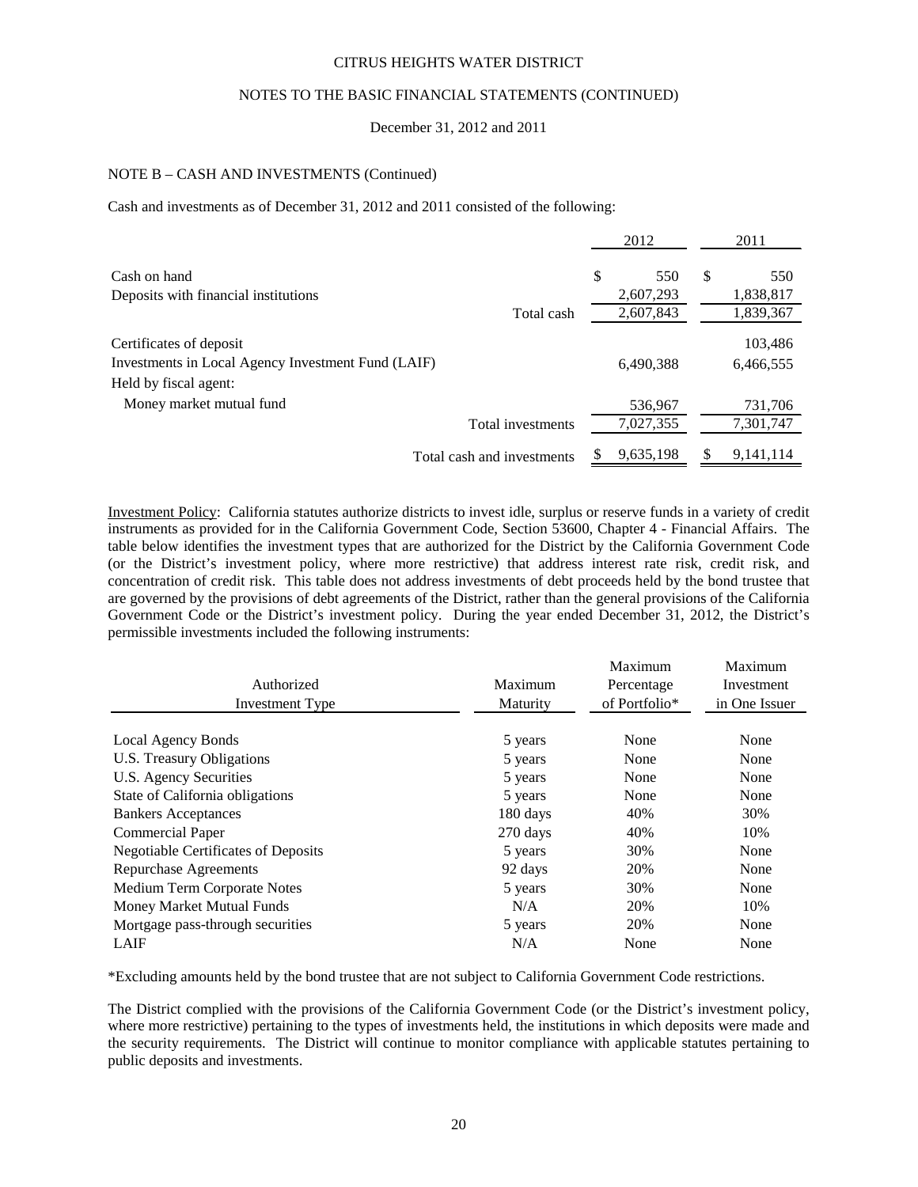CITRUS HEIGHTS WATER DISTRICT

NOTES TO THE BASIC FINANCIAL STATEMENTS (CONTINUED)

December 31, 2012 and 2011

## NOTE B – CASH AND INVESTMENTS (Continued)

Cash and investments as of December 31, 2012 and 2011 consisted of the following:

| | 2012 | 2011 |
|---|---|---|
| Cash on hand | $ 550 | $ 550 |
| Deposits with financial institutions | 2,607,293 | 1,838,817 |
| Total cash | 2,607,843 | 1,839,367 |
| Certificates of deposit | | 103,486 |
| Investments in Local Agency Investment Fund (LAIF) | 6,490,388 | 6,466,555 |
| Held by fiscal agent: | | |
| Money market mutual fund | 536,967 | 731,706 |
| Total investments | 7,027,355 | 7,301,747 |
| Total cash and investments | $ 9,635,198 | $ 9,141,114 |

Investment Policy: California statutes authorize districts to invest idle, surplus or reserve funds in a variety of credit instruments as provided for in the California Government Code, Section 53600, Chapter 4 - Financial Affairs. The table below identifies the investment types that are authorized for the District by the California Government Code (or the District's investment policy, where more restrictive) that address interest rate risk, credit risk, and concentration of credit risk. This table does not address investments of debt proceeds held by the bond trustee that are governed by the provisions of debt agreements of the District, rather than the general provisions of the California Government Code or the District's investment policy. During the year ended December 31, 2012, the District's permissible investments included the following instruments:

| Authorized Investment Type | Maximum Maturity | Maximum Percentage of Portfolio* | Maximum Investment in One Issuer |
|---|---|---|---|
| Local Agency Bonds | 5 years | None | None |
| U.S. Treasury Obligations | 5 years | None | None |
| U.S. Agency Securities | 5 years | None | None |
| State of California obligations | 5 years | None | None |
| Bankers Acceptances | 180 days | 40% | 30% |
| Commercial Paper | 270 days | 40% | 10% |
| Negotiable Certificates of Deposits | 5 years | 30% | None |
| Repurchase Agreements | 92 days | 20% | None |
| Medium Term Corporate Notes | 5 years | 30% | None |
| Money Market Mutual Funds | N/A | 20% | 10% |
| Mortgage pass-through securities | 5 years | 20% | None |
| LAIF | N/A | None | None |

*Excluding amounts held by the bond trustee that are not subject to California Government Code restrictions.

The District complied with the provisions of the California Government Code (or the District's investment policy, where more restrictive) pertaining to the types of investments held, the institutions in which deposits were made and the security requirements. The District will continue to monitor compliance with applicable statutes pertaining to public deposits and investments.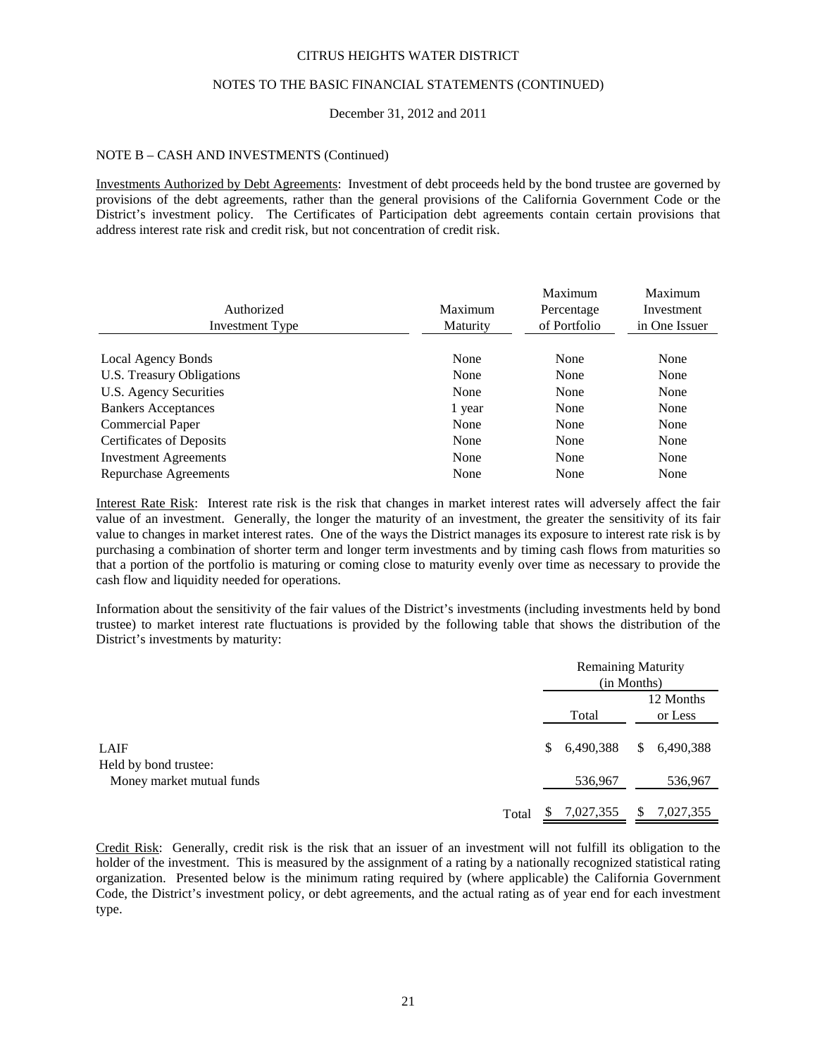NOTE B – CASH AND INVESTMENTS (Continued)

Investments Authorized by Debt Agreements: Investment of debt proceeds held by the bond trustee are governed by provisions of the debt agreements, rather than the general provisions of the California Government Code or the District's investment policy. The Certificates of Participation debt agreements contain certain provisions that address interest rate risk and credit risk, but not concentration of credit risk.

| Authorized Investment Type | Maximum Maturity | Maximum Percentage of Portfolio | Maximum Investment in One Issuer |
|---|---|---|---|
| Local Agency Bonds | None | None | None |
| U.S. Treasury Obligations | None | None | None |
| U.S. Agency Securities | None | None | None |
| Bankers Acceptances | 1 year | None | None |
| Commercial Paper | None | None | None |
| Certificates of Deposits | None | None | None |
| Investment Agreements | None | None | None |
| Repurchase Agreements | None | None | None |

Interest Rate Risk: Interest rate risk is the risk that changes in market interest rates will adversely affect the fair value of an investment. Generally, the longer the maturity of an investment, the greater the sensitivity of its fair value to changes in market interest rates. One of the ways the District manages its exposure to interest rate risk is by purchasing a combination of shorter term and longer term investments and by timing cash flows from maturities so that a portion of the portfolio is maturing or coming close to maturity evenly over time as necessary to provide the cash flow and liquidity needed for operations.

Information about the sensitivity of the fair values of the District's investments (including investments held by bond trustee) to market interest rate fluctuations is provided by the following table that shows the distribution of the District's investments by maturity:

| | Remaining Maturity (in Months) | |
|---|---|---|
| | Total | 12 Months or Less |
| LAIF | $ 6,490,388 | $ 6,490,388 |
| Held by bond trustee: | | |
| Money market mutual funds | 536,967 | 536,967 |
| Total | $ 7,027,355 | $ 7,027,355 |

Credit Risk: Generally, credit risk is the risk that an issuer of an investment will not fulfill its obligation to the holder of the investment. This is measured by the assignment of a rating by a nationally recognized statistical rating organization. Presented below is the minimum rating required by (where applicable) the California Government Code, the District's investment policy, or debt agreements, and the actual rating as of year end for each investment type.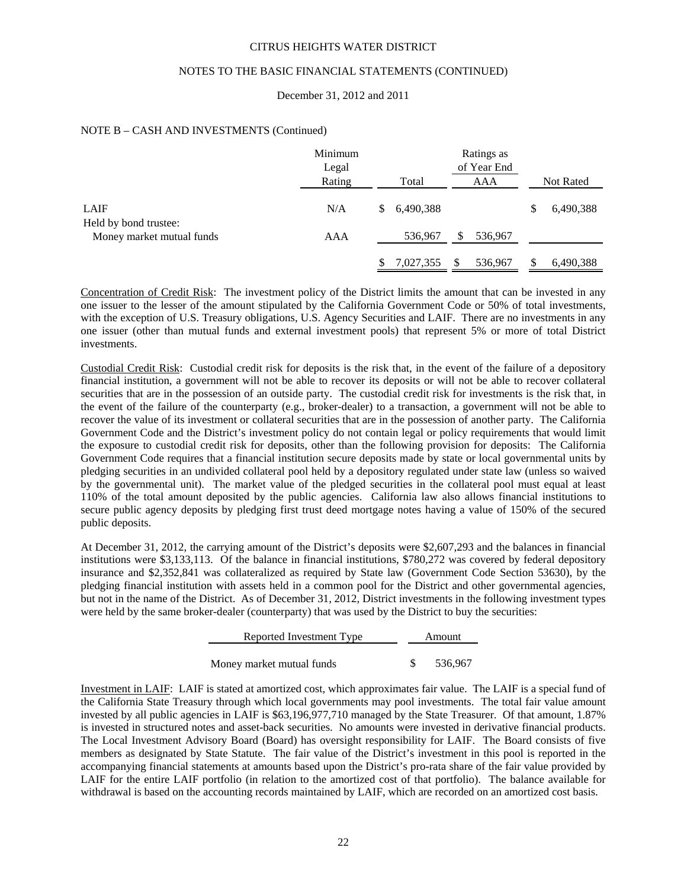NOTE B – CASH AND INVESTMENTS (Continued)

| | Minimum Legal Rating | Total | Ratings as of Year End AAA | Not Rated |
|---|---|---|---|---|
| LAIF | N/A | $ 6,490,388 | | $ 6,490,388 |
| Held by bond trustee: | | | | |
| Money market mutual funds | AAA | 536,967 | $ 536,967 | |
| | | $ 7,027,355 | $ 536,967 | $ 6,490,388 |

Concentration of Credit Risk: The investment policy of the District limits the amount that can be invested in any one issuer to the lesser of the amount stipulated by the California Government Code or 50% of total investments, with the exception of U.S. Treasury obligations, U.S. Agency Securities and LAIF. There are no investments in any one issuer (other than mutual funds and external investment pools) that represent 5% or more of total District investments.

Custodial Credit Risk: Custodial credit risk for deposits is the risk that, in the event of the failure of a depository financial institution, a government will not be able to recover its deposits or will not be able to recover collateral securities that are in the possession of an outside party. The custodial credit risk for investments is the risk that, in the event of the failure of the counterparty (e.g., broker-dealer) to a transaction, a government will not be able to recover the value of its investment or collateral securities that are in the possession of another party. The California Government Code and the District's investment policy do not contain legal or policy requirements that would limit the exposure to custodial credit risk for deposits, other than the following provision for deposits: The California Government Code requires that a financial institution secure deposits made by state or local governmental units by pledging securities in an undivided collateral pool held by a depository regulated under state law (unless so waived by the governmental unit). The market value of the pledged securities in the collateral pool must equal at least 110% of the total amount deposited by the public agencies. California law also allows financial institutions to secure public agency deposits by pledging first trust deed mortgage notes having a value of 150% of the secured public deposits.

At December 31, 2012, the carrying amount of the District's deposits were $2,607,293 and the balances in financial institutions were $3,133,113. Of the balance in financial institutions, $780,272 was covered by federal depository insurance and $2,352,841 was collateralized as required by State law (Government Code Section 53630), by the pledging financial institution with assets held in a common pool for the District and other governmental agencies, but not in the name of the District. As of December 31, 2012, District investments in the following investment types were held by the same broker-dealer (counterparty) that was used by the District to buy the securities:

| Reported Investment Type | Amount |
|---|---|
| Money market mutual funds | $ 536,967 |

Investment in LAIF: LAIF is stated at amortized cost, which approximates fair value. The LAIF is a special fund of the California State Treasury through which local governments may pool investments. The total fair value amount invested by all public agencies in LAIF is $63,196,977,710 managed by the State Treasurer. Of that amount, 1.87% is invested in structured notes and asset-back securities. No amounts were invested in derivative financial products. The Local Investment Advisory Board (Board) has oversight responsibility for LAIF. The Board consists of five members as designated by State Statute. The fair value of the District's investment in this pool is reported in the accompanying financial statements at amounts based upon the District's pro-rata share of the fair value provided by LAIF for the entire LAIF portfolio (in relation to the amortized cost of that portfolio). The balance available for withdrawal is based on the accounting records maintained by LAIF, which are recorded on an amortized cost basis.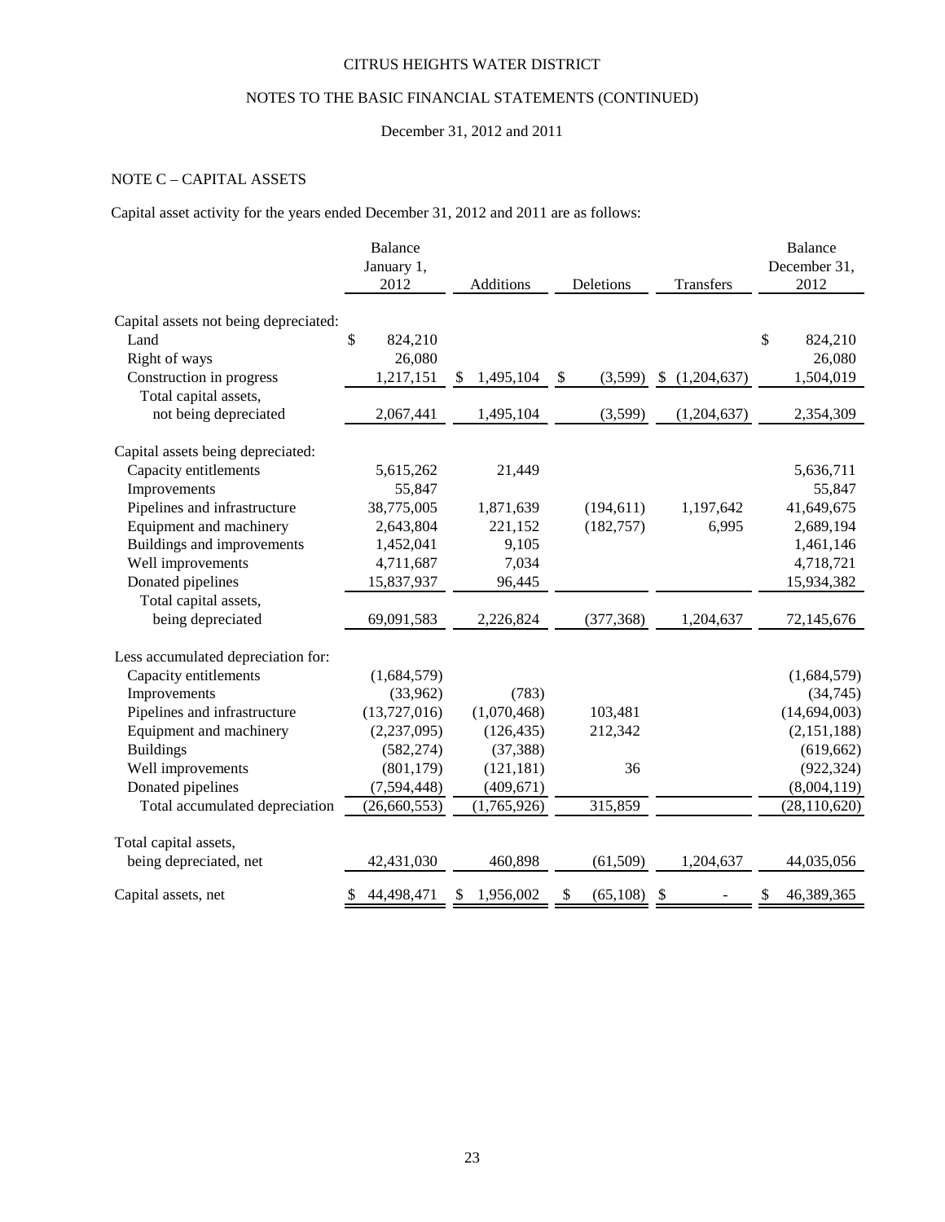CITRUS HEIGHTS WATER DISTRICT

NOTES TO THE BASIC FINANCIAL STATEMENTS (CONTINUED)

December 31, 2012 and 2011

## NOTE C – CAPITAL ASSETS

Capital asset activity for the years ended December 31, 2012 and 2011 are as follows:

| | Balance January 1, 2012 | Additions | Deletions | Transfers | Balance December 31, 2012 |
|---|---|---|---|---|---|
| Capital assets not being depreciated: | | | | | |
| Land | $ 824,210 | | | | $ 824,210 |
| Right of ways | 26,080 | | | | 26,080 |
| Construction in progress | 1,217,151 | $ 1,495,104 | $ (3,599) | $ (1,204,637) | 1,504,019 |
| Total capital assets, not being depreciated | 2,067,441 | 1,495,104 | (3,599) | (1,204,637) | 2,354,309 |
| Capital assets being depreciated: | | | | | |
| Capacity entitlements | 5,615,262 | 21,449 | | | 5,636,711 |
| Improvements | 55,847 | | | | 55,847 |
| Pipelines and infrastructure | 38,775,005 | 1,871,639 | (194,611) | 1,197,642 | 41,649,675 |
| Equipment and machinery | 2,643,804 | 221,152 | (182,757) | 6,995 | 2,689,194 |
| Buildings and improvements | 1,452,041 | 9,105 | | | 1,461,146 |
| Well improvements | 4,711,687 | 7,034 | | | 4,718,721 |
| Donated pipelines | 15,837,937 | 96,445 | | | 15,934,382 |
| Total capital assets, being depreciated | 69,091,583 | 2,226,824 | (377,368) | 1,204,637 | 72,145,676 |
| Less accumulated depreciation for: | | | | | |
| Capacity entitlements | (1,684,579) | | | | (1,684,579) |
| Improvements | (33,962) | (783) | | | (34,745) |
| Pipelines and infrastructure | (13,727,016) | (1,070,468) | 103,481 | | (14,694,003) |
| Equipment and machinery | (2,237,095) | (126,435) | 212,342 | | (2,151,188) |
| Buildings | (582,274) | (37,388) | | | (619,662) |
| Well improvements | (801,179) | (121,181) | 36 | | (922,324) |
| Donated pipelines | (7,594,448) | (409,671) | | | (8,004,119) |
| Total accumulated depreciation | (26,660,553) | (1,765,926) | 315,859 | | (28,110,620) |
| Total capital assets, being depreciated, net | 42,431,030 | 460,898 | (61,509) | 1,204,637 | 44,035,056 |
| Capital assets, net | $ 44,498,471 | $ 1,956,002 | $ (65,108) | $ - | $ 46,389,365 |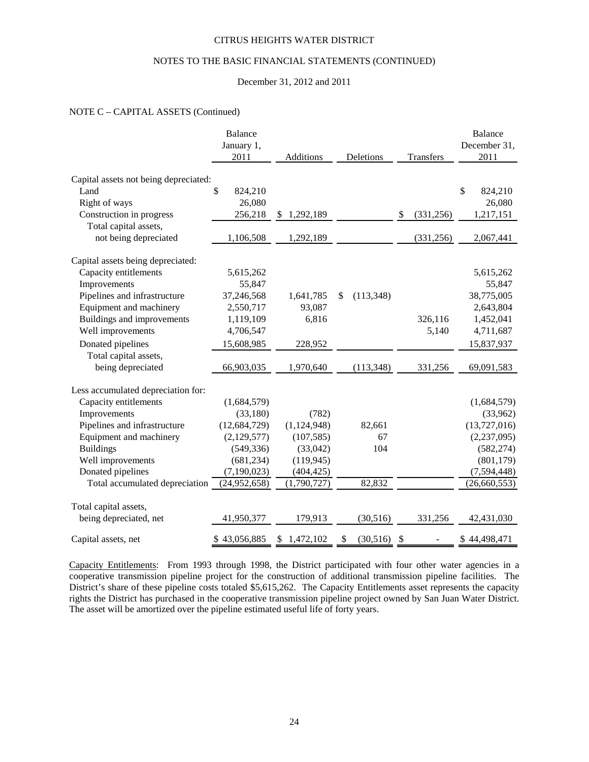CITRUS HEIGHTS WATER DISTRICT

NOTES TO THE BASIC FINANCIAL STATEMENTS (CONTINUED)

December 31, 2012 and 2011

NOTE C – CAPITAL ASSETS (Continued)

| | Balance January 1, 2011 | Additions | Deletions | Transfers | Balance December 31, 2011 |
|---|---|---|---|---|---|
| Capital assets not being depreciated: | | | | | |
| Land | $ 824,210 | | | | $ 824,210 |
| Right of ways | 26,080 | | | | 26,080 |
| Construction in progress | 256,218 | $ 1,292,189 | | $ (331,256) | 1,217,151 |
| Total capital assets, not being depreciated | 1,106,508 | 1,292,189 | | (331,256) | 2,067,441 |
| Capital assets being depreciated: | | | | | |
| Capacity entitlements | 5,615,262 | | | | 5,615,262 |
| Improvements | 55,847 | | | | 55,847 |
| Pipelines and infrastructure | 37,246,568 | 1,641,785 | $ (113,348) | | 38,775,005 |
| Equipment and machinery | 2,550,717 | 93,087 | | | 2,643,804 |
| Buildings and improvements | 1,119,109 | 6,816 | | 326,116 | 1,452,041 |
| Well improvements | 4,706,547 | | | 5,140 | 4,711,687 |
| Donated pipelines | 15,608,985 | 228,952 | | | 15,837,937 |
| Total capital assets, being depreciated | 66,903,035 | 1,970,640 | (113,348) | 331,256 | 69,091,583 |
| Less accumulated depreciation for: | | | | | |
| Capacity entitlements | (1,684,579) | | | | (1,684,579) |
| Improvements | (33,180) | (782) | | | (33,962) |
| Pipelines and infrastructure | (12,684,729) | (1,124,948) | 82,661 | | (13,727,016) |
| Equipment and machinery | (2,129,577) | (107,585) | 67 | | (2,237,095) |
| Buildings | (549,336) | (33,042) | 104 | | (582,274) |
| Well improvements | (681,234) | (119,945) | | | (801,179) |
| Donated pipelines | (7,190,023) | (404,425) | | | (7,594,448) |
| Total accumulated depreciation | (24,952,658) | (1,790,727) | 82,832 | | (26,660,553) |
| Total capital assets, being depreciated, net | 41,950,377 | 179,913 | (30,516) | 331,256 | 42,431,030 |
| Capital assets, net | $ 43,056,885 | $ 1,472,102 | $ (30,516) | $ - | $ 44,498,471 |

Capacity Entitlements: From 1993 through 1998, the District participated with four other water agencies in a cooperative transmission pipeline project for the construction of additional transmission pipeline facilities. The District's share of these pipeline costs totaled $5,615,262. The Capacity Entitlements asset represents the capacity rights the District has purchased in the cooperative transmission pipeline project owned by San Juan Water District. The asset will be amortized over the pipeline estimated useful life of forty years.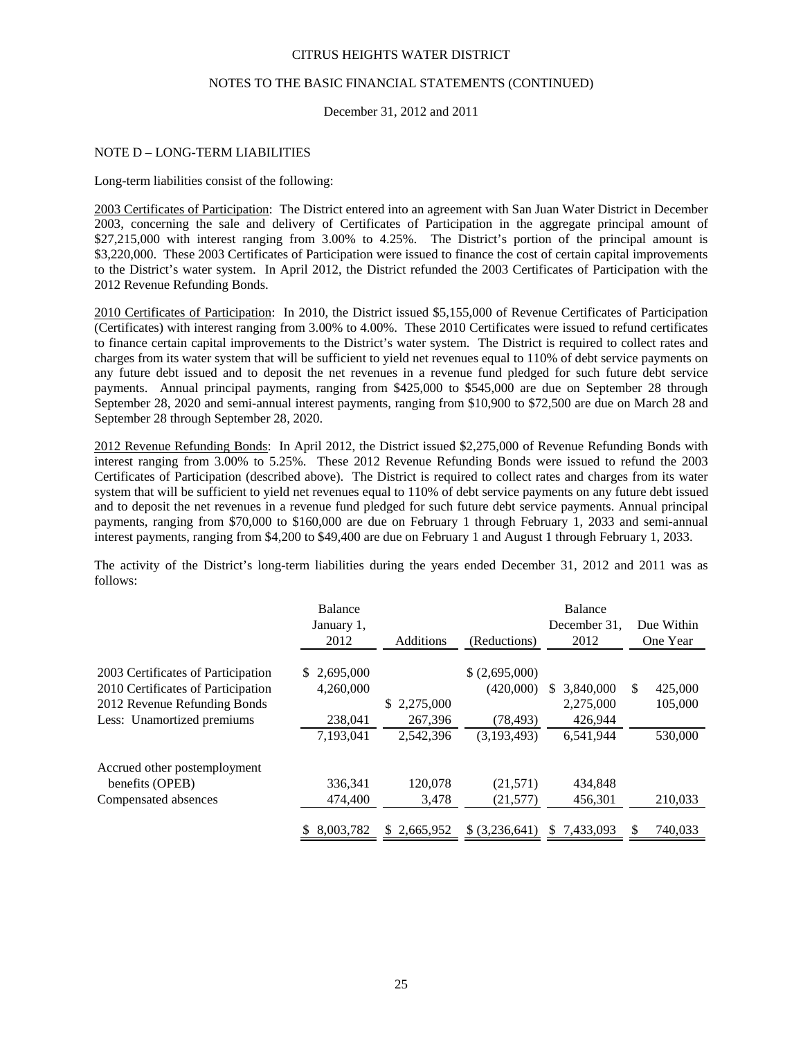CITRUS HEIGHTS WATER DISTRICT

NOTES TO THE BASIC FINANCIAL STATEMENTS (CONTINUED)

December 31, 2012 and 2011

## NOTE D – LONG-TERM LIABILITIES

Long-term liabilities consist of the following:

2003 Certificates of Participation: The District entered into an agreement with San Juan Water District in December 2003, concerning the sale and delivery of Certificates of Participation in the aggregate principal amount of $27,215,000 with interest ranging from 3.00% to 4.25%. The District's portion of the principal amount is $3,220,000. These 2003 Certificates of Participation were issued to finance the cost of certain capital improvements to the District's water system. In April 2012, the District refunded the 2003 Certificates of Participation with the 2012 Revenue Refunding Bonds.

2010 Certificates of Participation: In 2010, the District issued $5,155,000 of Revenue Certificates of Participation (Certificates) with interest ranging from 3.00% to 4.00%. These 2010 Certificates were issued to refund certificates to finance certain capital improvements to the District's water system. The District is required to collect rates and charges from its water system that will be sufficient to yield net revenues equal to 110% of debt service payments on any future debt issued and to deposit the net revenues in a revenue fund pledged for such future debt service payments. Annual principal payments, ranging from $425,000 to $545,000 are due on September 28 through September 28, 2020 and semi-annual interest payments, ranging from $10,900 to $72,500 are due on March 28 and September 28 through September 28, 2020.

2012 Revenue Refunding Bonds: In April 2012, the District issued $2,275,000 of Revenue Refunding Bonds with interest ranging from 3.00% to 5.25%. These 2012 Revenue Refunding Bonds were issued to refund the 2003 Certificates of Participation (described above). The District is required to collect rates and charges from its water system that will be sufficient to yield net revenues equal to 110% of debt service payments on any future debt issued and to deposit the net revenues in a revenue fund pledged for such future debt service payments. Annual principal payments, ranging from $70,000 to $160,000 are due on February 1 through February 1, 2033 and semi-annual interest payments, ranging from $4,200 to $49,400 are due on February 1 and August 1 through February 1, 2033.

The activity of the District's long-term liabilities during the years ended December 31, 2012 and 2011 was as follows:

| | Balance January 1, 2012 | Additions | (Reductions) | Balance December 31, 2012 | Due Within One Year |
|---|---|---|---|---|---|
| 2003 Certificates of Participation | $ 2,695,000 | | $ (2,695,000) | | |
| 2010 Certificates of Participation | 4,260,000 | | (420,000) | $ 3,840,000 | $ 425,000 |
| 2012 Revenue Refunding Bonds | | $ 2,275,000 | | 2,275,000 | 105,000 |
| Less: Unamortized premiums | 238,041 | 267,396 | (78,493) | 426,944 | |
| | 7,193,041 | 2,542,396 | (3,193,493) | 6,541,944 | 530,000 |
| Accrued other postemployment benefits (OPEB) | 336,341 | 120,078 | (21,571) | 434,848 | |
| Compensated absences | 474,400 | 3,478 | (21,577) | 456,301 | 210,033 |
| | $ 8,003,782 | $ 2,665,952 | $ (3,236,641) | $ 7,433,093 | $ 740,033 |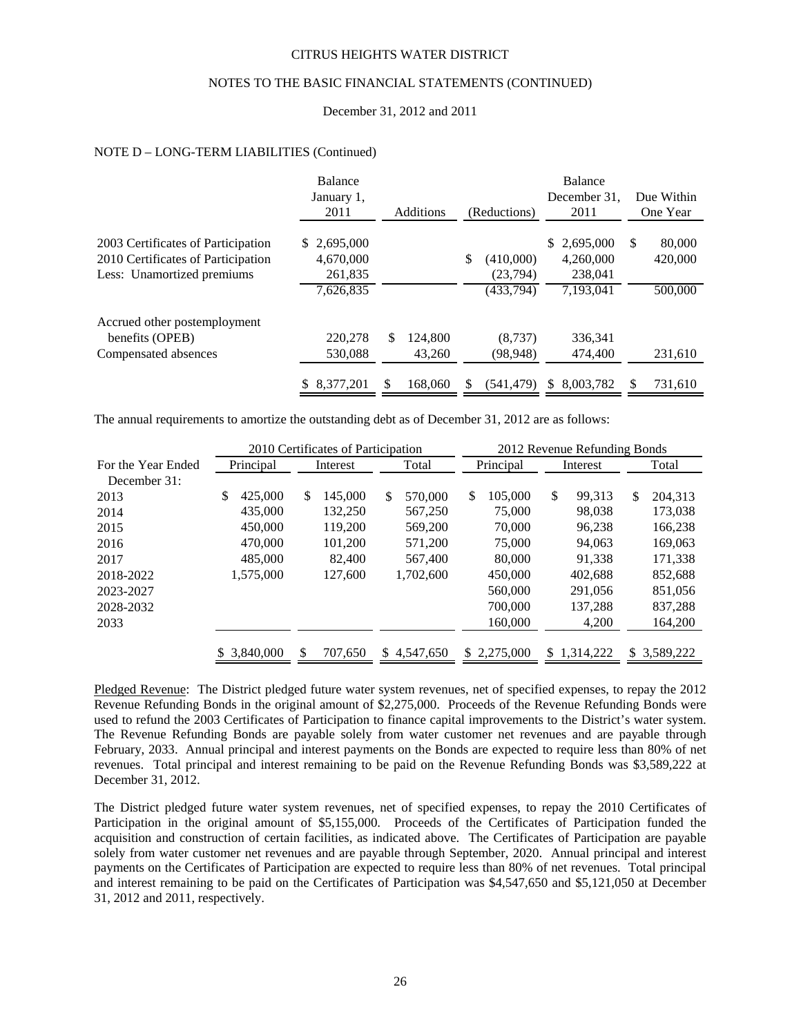## NOTE D – LONG-TERM LIABILITIES (Continued)

| | Balance January 1, 2011 | Additions | (Reductions) | Balance December 31, 2011 | Due Within One Year |
|---|---|---|---|---|---|
| 2003 Certificates of Participation | $ 2,695,000 | | | $ 2,695,000 | $ 80,000 |
| 2010 Certificates of Participation | 4,670,000 | | $ (410,000) | 4,260,000 | 420,000 |
| Less: Unamortized premiums | 261,835 | | (23,794) | 238,041 | |
| | 7,626,835 | | (433,794) | 7,193,041 | 500,000 |
| Accrued other postemployment benefits (OPEB) | 220,278 | $ 124,800 | (8,737) | 336,341 | |
| Compensated absences | 530,088 | 43,260 | (98,948) | 474,400 | 231,610 |
| | $ 8,377,201 | $ 168,060 | $ (541,479) | $ 8,003,782 | $ 731,610 |

The annual requirements to amortize the outstanding debt as of December 31, 2012 are as follows:

| | 2010 Certificates of Participation | | | 2012 Revenue Refunding Bonds | | |
|---|---|---|---|---|---|---|
| For the Year Ended December 31: | Principal | Interest | Total | Principal | Interest | Total |
| 2013 | $ 425,000 | $ 145,000 | $ 570,000 | $ 105,000 | $ 99,313 | $ 204,313 |
| 2014 | 435,000 | 132,250 | 567,250 | 75,000 | 98,038 | 173,038 |
| 2015 | 450,000 | 119,200 | 569,200 | 70,000 | 96,238 | 166,238 |
| 2016 | 470,000 | 101,200 | 571,200 | 75,000 | 94,063 | 169,063 |
| 2017 | 485,000 | 82,400 | 567,400 | 80,000 | 91,338 | 171,338 |
| 2018-2022 | 1,575,000 | 127,600 | 1,702,600 | 450,000 | 402,688 | 852,688 |
| 2023-2027 | | | | 560,000 | 291,056 | 851,056 |
| 2028-2032 | | | | 700,000 | 137,288 | 837,288 |
| 2033 | | | | 160,000 | 4,200 | 164,200 |
| | $ 3,840,000 | $ 707,650 | $ 4,547,650 | $ 2,275,000 | $ 1,314,222 | $ 3,589,222 |

Pledged Revenue: The District pledged future water system revenues, net of specified expenses, to repay the 2012 Revenue Refunding Bonds in the original amount of $2,275,000. Proceeds of the Revenue Refunding Bonds were used to refund the 2003 Certificates of Participation to finance capital improvements to the District's water system. The Revenue Refunding Bonds are payable solely from water customer net revenues and are payable through February, 2033. Annual principal and interest payments on the Bonds are expected to require less than 80% of net revenues. Total principal and interest remaining to be paid on the Revenue Refunding Bonds was $3,589,222 at December 31, 2012.

The District pledged future water system revenues, net of specified expenses, to repay the 2010 Certificates of Participation in the original amount of $5,155,000. Proceeds of the Certificates of Participation funded the acquisition and construction of certain facilities, as indicated above. The Certificates of Participation are payable solely from water customer net revenues and are payable through September, 2020. Annual principal and interest payments on the Certificates of Participation are expected to require less than 80% of net revenues. Total principal and interest remaining to be paid on the Certificates of Participation was $4,547,650 and $5,121,050 at December 31, 2012 and 2011, respectively.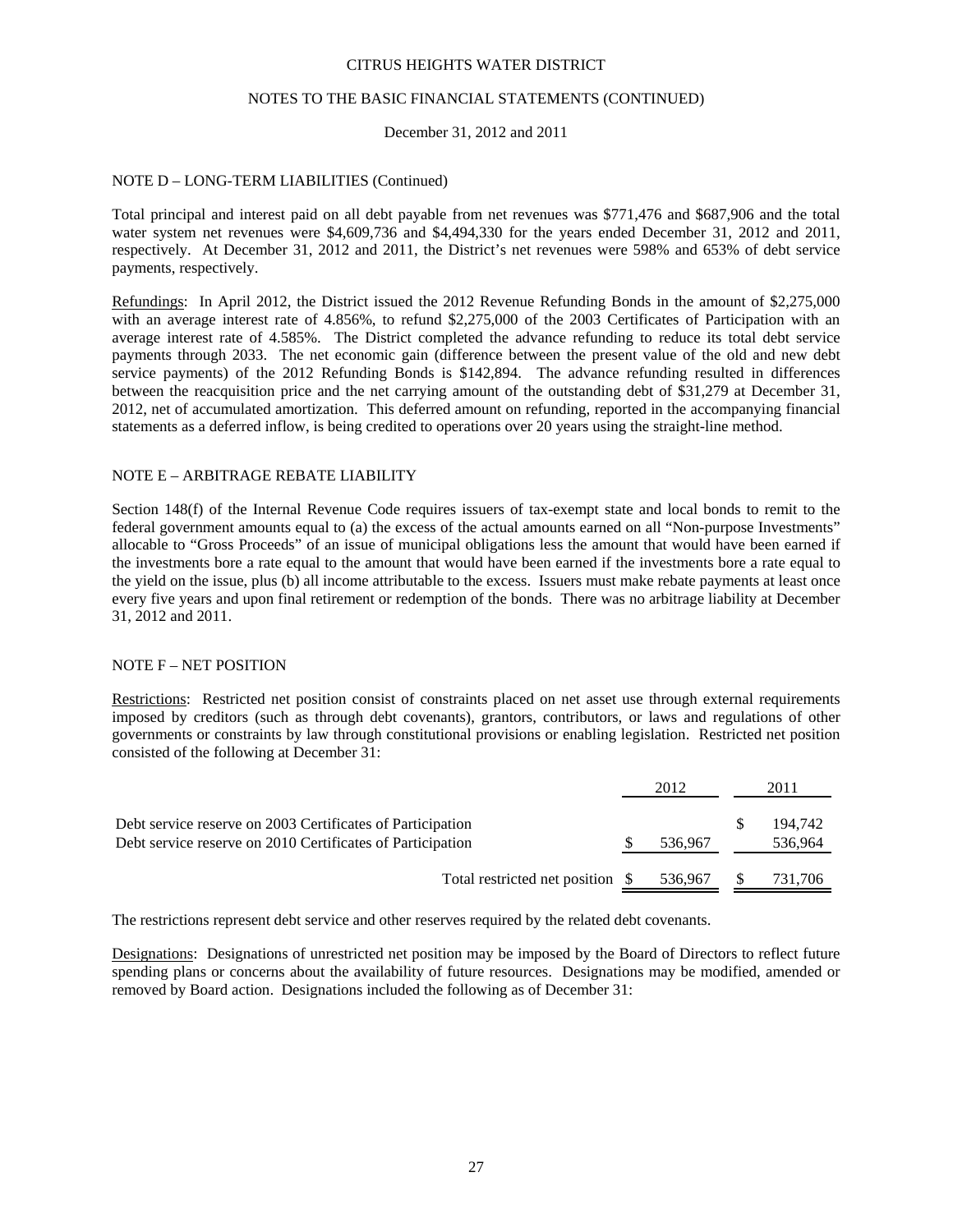## NOTE D – LONG-TERM LIABILITIES (Continued)

Total principal and interest paid on all debt payable from net revenues was $771,476 and $687,906 and the total water system net revenues were $4,609,736 and $4,494,330 for the years ended December 31, 2012 and 2011, respectively. At December 31, 2012 and 2011, the District's net revenues were 598% and 653% of debt service payments, respectively.

Refundings: In April 2012, the District issued the 2012 Revenue Refunding Bonds in the amount of $2,275,000 with an average interest rate of 4.856%, to refund $2,275,000 of the 2003 Certificates of Participation with an average interest rate of 4.585%. The District completed the advance refunding to reduce its total debt service payments through 2033. The net economic gain (difference between the present value of the old and new debt service payments) of the 2012 Refunding Bonds is $142,894. The advance refunding resulted in differences between the reacquisition price and the net carrying amount of the outstanding debt of $31,279 at December 31, 2012, net of accumulated amortization. This deferred amount on refunding, reported in the accompanying financial statements as a deferred inflow, is being credited to operations over 20 years using the straight-line method.

## NOTE E – ARBITRAGE REBATE LIABILITY

Section 148(f) of the Internal Revenue Code requires issuers of tax-exempt state and local bonds to remit to the federal government amounts equal to (a) the excess of the actual amounts earned on all "Non-purpose Investments" allocable to "Gross Proceeds" of an issue of municipal obligations less the amount that would have been earned if the investments bore a rate equal to the amount that would have been earned if the investments bore a rate equal to the yield on the issue, plus (b) all income attributable to the excess. Issuers must make rebate payments at least once every five years and upon final retirement or redemption of the bonds. There was no arbitrage liability at December 31, 2012 and 2011.

## NOTE F – NET POSITION

Restrictions: Restricted net position consist of constraints placed on net asset use through external requirements imposed by creditors (such as through debt covenants), grantors, contributors, or laws and regulations of other governments or constraints by law through constitutional provisions or enabling legislation. Restricted net position consisted of the following at December 31:

| | 2012 | 2011 |
|---|---|---|
| Debt service reserve on 2003 Certificates of Participation | | $ 194,742 |
| Debt service reserve on 2010 Certificates of Participation | $ 536,967 | 536,964 |
| Total restricted net position | $ 536,967 | $ 731,706 |

The restrictions represent debt service and other reserves required by the related debt covenants.

Designations: Designations of unrestricted net position may be imposed by the Board of Directors to reflect future spending plans or concerns about the availability of future resources. Designations may be modified, amended or removed by Board action. Designations included the following as of December 31: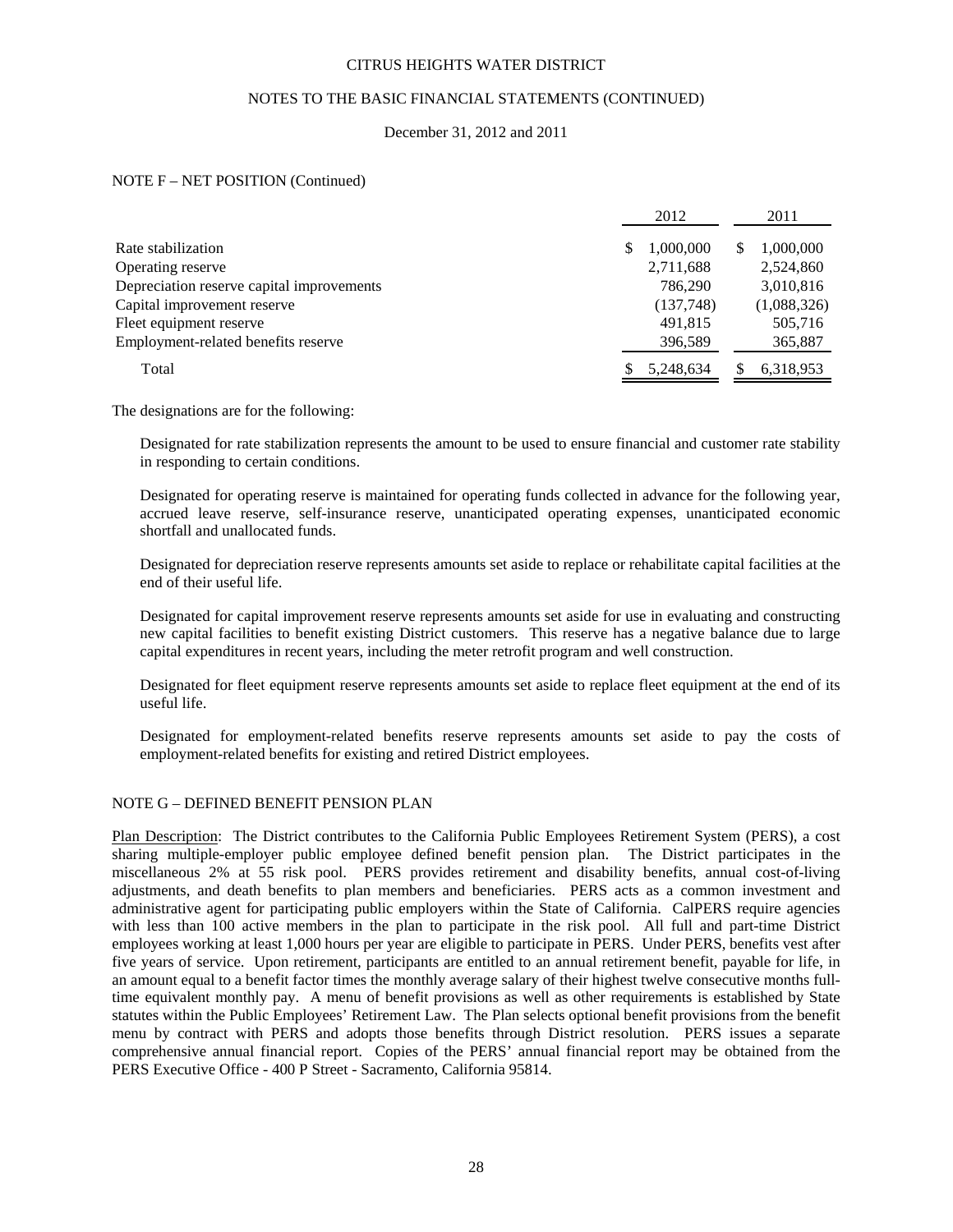CITRUS HEIGHTS WATER DISTRICT

NOTES TO THE BASIC FINANCIAL STATEMENTS (CONTINUED)

December 31, 2012 and 2011

NOTE F – NET POSITION (Continued)

| | 2012 | 2011 |
|---|---|---|
| Rate stabilization | $ 1,000,000 | $ 1,000,000 |
| Operating reserve | 2,711,688 | 2,524,860 |
| Depreciation reserve capital improvements | 786,290 | 3,010,816 |
| Capital improvement reserve | (137,748) | (1,088,326) |
| Fleet equipment reserve | 491,815 | 505,716 |
| Employment-related benefits reserve | 396,589 | 365,887 |
| Total | $ 5,248,634 | $ 6,318,953 |

The designations are for the following:

Designated for rate stabilization represents the amount to be used to ensure financial and customer rate stability in responding to certain conditions.

Designated for operating reserve is maintained for operating funds collected in advance for the following year, accrued leave reserve, self-insurance reserve, unanticipated operating expenses, unanticipated economic shortfall and unallocated funds.

Designated for depreciation reserve represents amounts set aside to replace or rehabilitate capital facilities at the end of their useful life.

Designated for capital improvement reserve represents amounts set aside for use in evaluating and constructing new capital facilities to benefit existing District customers. This reserve has a negative balance due to large capital expenditures in recent years, including the meter retrofit program and well construction.

Designated for fleet equipment reserve represents amounts set aside to replace fleet equipment at the end of its useful life.

Designated for employment-related benefits reserve represents amounts set aside to pay the costs of employment-related benefits for existing and retired District employees.

NOTE G – DEFINED BENEFIT PENSION PLAN

Plan Description: The District contributes to the California Public Employees Retirement System (PERS), a cost sharing multiple-employer public employee defined benefit pension plan. The District participates in the miscellaneous 2% at 55 risk pool. PERS provides retirement and disability benefits, annual cost-of-living adjustments, and death benefits to plan members and beneficiaries. PERS acts as a common investment and administrative agent for participating public employers within the State of California. CalPERS require agencies with less than 100 active members in the plan to participate in the risk pool. All full and part-time District employees working at least 1,000 hours per year are eligible to participate in PERS. Under PERS, benefits vest after five years of service. Upon retirement, participants are entitled to an annual retirement benefit, payable for life, in an amount equal to a benefit factor times the monthly average salary of their highest twelve consecutive months full-time equivalent monthly pay. A menu of benefit provisions as well as other requirements is established by State statutes within the Public Employees' Retirement Law. The Plan selects optional benefit provisions from the benefit menu by contract with PERS and adopts those benefits through District resolution. PERS issues a separate comprehensive annual financial report. Copies of the PERS' annual financial report may be obtained from the PERS Executive Office - 400 P Street - Sacramento, California 95814.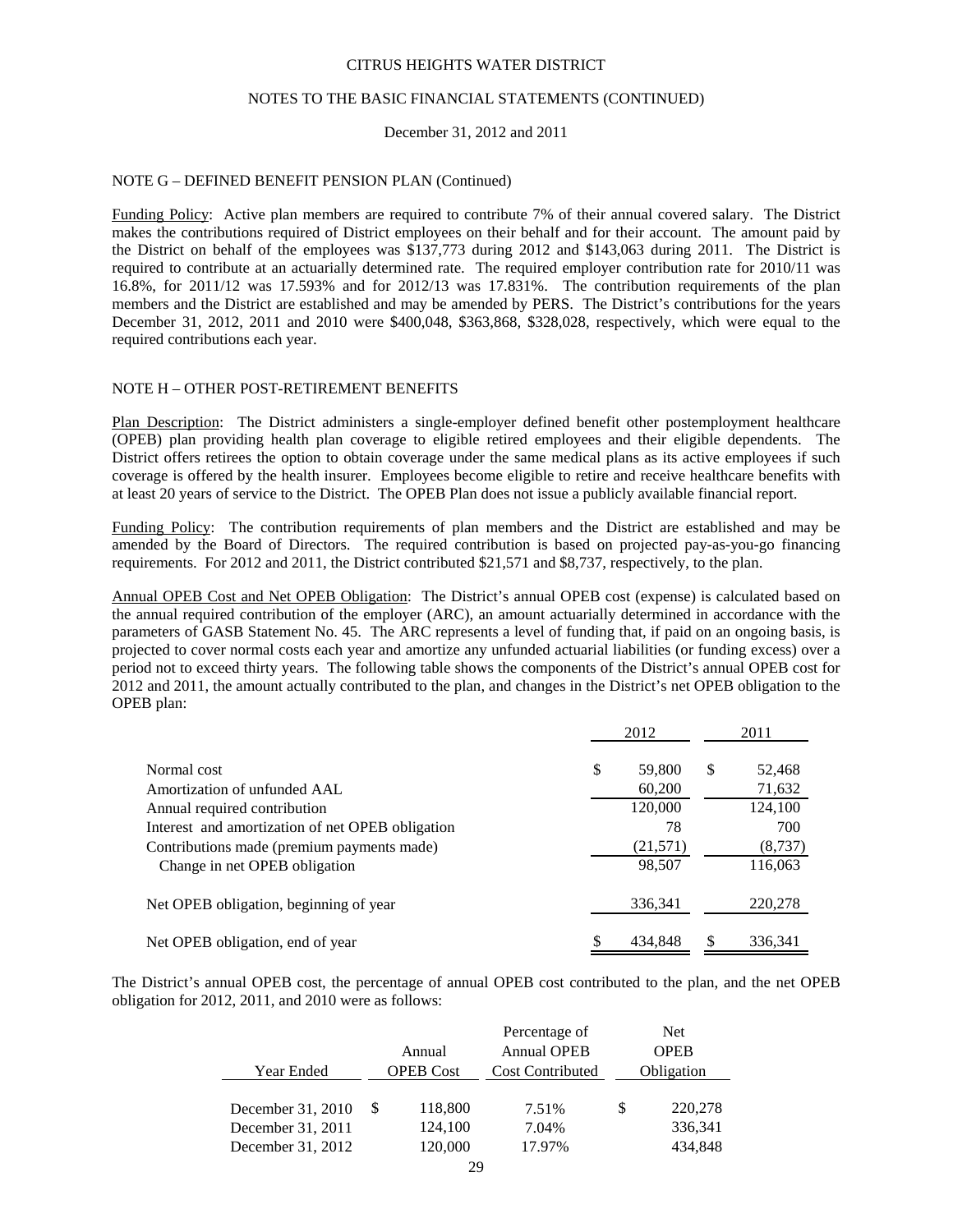CITRUS HEIGHTS WATER DISTRICT

NOTES TO THE BASIC FINANCIAL STATEMENTS (CONTINUED)

December 31, 2012 and 2011

NOTE G – DEFINED BENEFIT PENSION PLAN (Continued)

Funding Policy: Active plan members are required to contribute 7% of their annual covered salary. The District makes the contributions required of District employees on their behalf and for their account. The amount paid by the District on behalf of the employees was $137,773 during 2012 and $143,063 during 2011. The District is required to contribute at an actuarially determined rate. The required employer contribution rate for 2010/11 was 16.8%, for 2011/12 was 17.593% and for 2012/13 was 17.831%. The contribution requirements of the plan members and the District are established and may be amended by PERS. The District's contributions for the years December 31, 2012, 2011 and 2010 were $400,048, $363,868, $328,028, respectively, which were equal to the required contributions each year.

NOTE H – OTHER POST-RETIREMENT BENEFITS

Plan Description: The District administers a single-employer defined benefit other postemployment healthcare (OPEB) plan providing health plan coverage to eligible retired employees and their eligible dependents. The District offers retirees the option to obtain coverage under the same medical plans as its active employees if such coverage is offered by the health insurer. Employees become eligible to retire and receive healthcare benefits with at least 20 years of service to the District. The OPEB Plan does not issue a publicly available financial report.

Funding Policy: The contribution requirements of plan members and the District are established and may be amended by the Board of Directors. The required contribution is based on projected pay-as-you-go financing requirements. For 2012 and 2011, the District contributed $21,571 and $8,737, respectively, to the plan.

Annual OPEB Cost and Net OPEB Obligation: The District's annual OPEB cost (expense) is calculated based on the annual required contribution of the employer (ARC), an amount actuarially determined in accordance with the parameters of GASB Statement No. 45. The ARC represents a level of funding that, if paid on an ongoing basis, is projected to cover normal costs each year and amortize any unfunded actuarial liabilities (or funding excess) over a period not to exceed thirty years. The following table shows the components of the District's annual OPEB cost for 2012 and 2011, the amount actually contributed to the plan, and changes in the District's net OPEB obligation to the OPEB plan:

| | 2012 | 2011 |
|---|---|---|
| Normal cost | $ 59,800 | $ 52,468 |
| Amortization of unfunded AAL | 60,200 | 71,632 |
| Annual required contribution | 120,000 | 124,100 |
| Interest and amortization of net OPEB obligation | 78 | 700 |
| Contributions made (premium payments made) | (21,571) | (8,737) |
| Change in net OPEB obligation | 98,507 | 116,063 |
| Net OPEB obligation, beginning of year | 336,341 | 220,278 |
| Net OPEB obligation, end of year | $ 434,848 | $ 336,341 |

The District's annual OPEB cost, the percentage of annual OPEB cost contributed to the plan, and the net OPEB obligation for 2012, 2011, and 2010 were as follows:

| Year Ended | Annual OPEB Cost | Percentage of Annual OPEB Cost Contributed | Net OPEB Obligation |
|---|---|---|---|
| December 31, 2010 | $ 118,800 | 7.51% | $ 220,278 |
| December 31, 2011 | 124,100 | 7.04% | 336,341 |
| December 31, 2012 | 120,000 | 17.97% | 434,848 |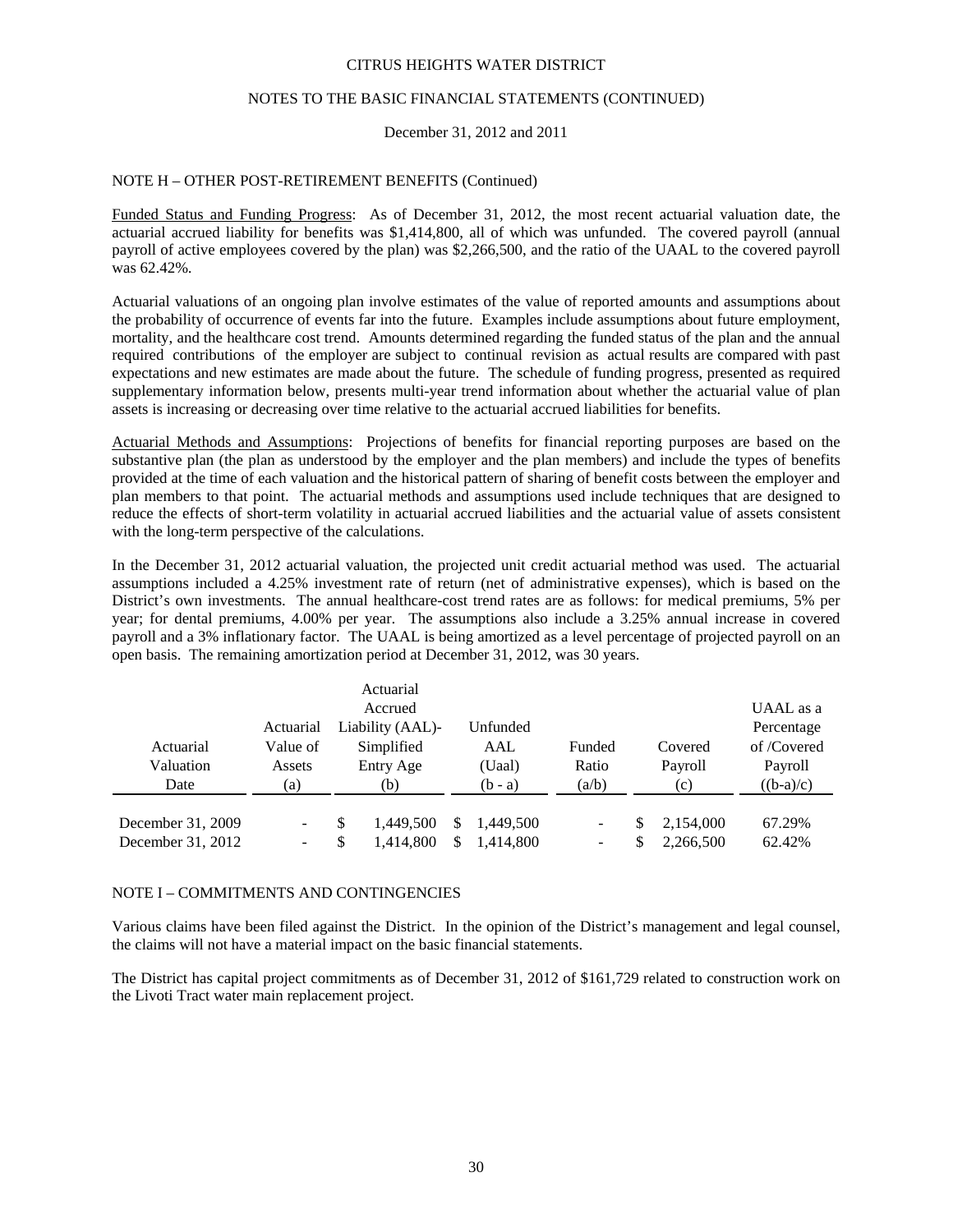## NOTE H – OTHER POST-RETIREMENT BENEFITS (Continued)

Funded Status and Funding Progress: As of December 31, 2012, the most recent actuarial valuation date, the actuarial accrued liability for benefits was $1,414,800, all of which was unfunded. The covered payroll (annual payroll of active employees covered by the plan) was $2,266,500, and the ratio of the UAAL to the covered payroll was 62.42%.

Actuarial valuations of an ongoing plan involve estimates of the value of reported amounts and assumptions about the probability of occurrence of events far into the future. Examples include assumptions about future employment, mortality, and the healthcare cost trend. Amounts determined regarding the funded status of the plan and the annual required contributions of the employer are subject to continual revision as actual results are compared with past expectations and new estimates are made about the future. The schedule of funding progress, presented as required supplementary information below, presents multi-year trend information about whether the actuarial value of plan assets is increasing or decreasing over time relative to the actuarial accrued liabilities for benefits.

Actuarial Methods and Assumptions: Projections of benefits for financial reporting purposes are based on the substantive plan (the plan as understood by the employer and the plan members) and include the types of benefits provided at the time of each valuation and the historical pattern of sharing of benefit costs between the employer and plan members to that point. The actuarial methods and assumptions used include techniques that are designed to reduce the effects of short-term volatility in actuarial accrued liabilities and the actuarial value of assets consistent with the long-term perspective of the calculations.

In the December 31, 2012 actuarial valuation, the projected unit credit actuarial method was used. The actuarial assumptions included a 4.25% investment rate of return (net of administrative expenses), which is based on the District's own investments. The annual healthcare-cost trend rates are as follows: for medical premiums, 5% per year; for dental premiums, 4.00% per year. The assumptions also include a 3.25% annual increase in covered payroll and a 3% inflationary factor. The UAAL is being amortized as a level percentage of projected payroll on an open basis. The remaining amortization period at December 31, 2012, was 30 years.

| Actuarial Valuation Date | Actuarial Value of Assets (a) | Actuarial Accrued Liability (AAL)- Simplified Entry Age (b) | Unfunded AAL (Uaal) (b - a) | Funded Ratio (a/b) | Covered Payroll (c) | UAAL as a Percentage of /Covered Payroll ((b-a)/c) |
|---|---|---|---|---|---|---|
| December 31, 2009 | - | $ 1,449,500 | $ 1,449,500 | - | $ 2,154,000 | 67.29% |
| December 31, 2012 | - | $ 1,414,800 | $ 1,414,800 | - | $ 2,266,500 | 62.42% |

## NOTE I – COMMITMENTS AND CONTINGENCIES

Various claims have been filed against the District. In the opinion of the District's management and legal counsel, the claims will not have a material impact on the basic financial statements.

The District has capital project commitments as of December 31, 2012 of $161,729 related to construction work on the Livoti Tract water main replacement project.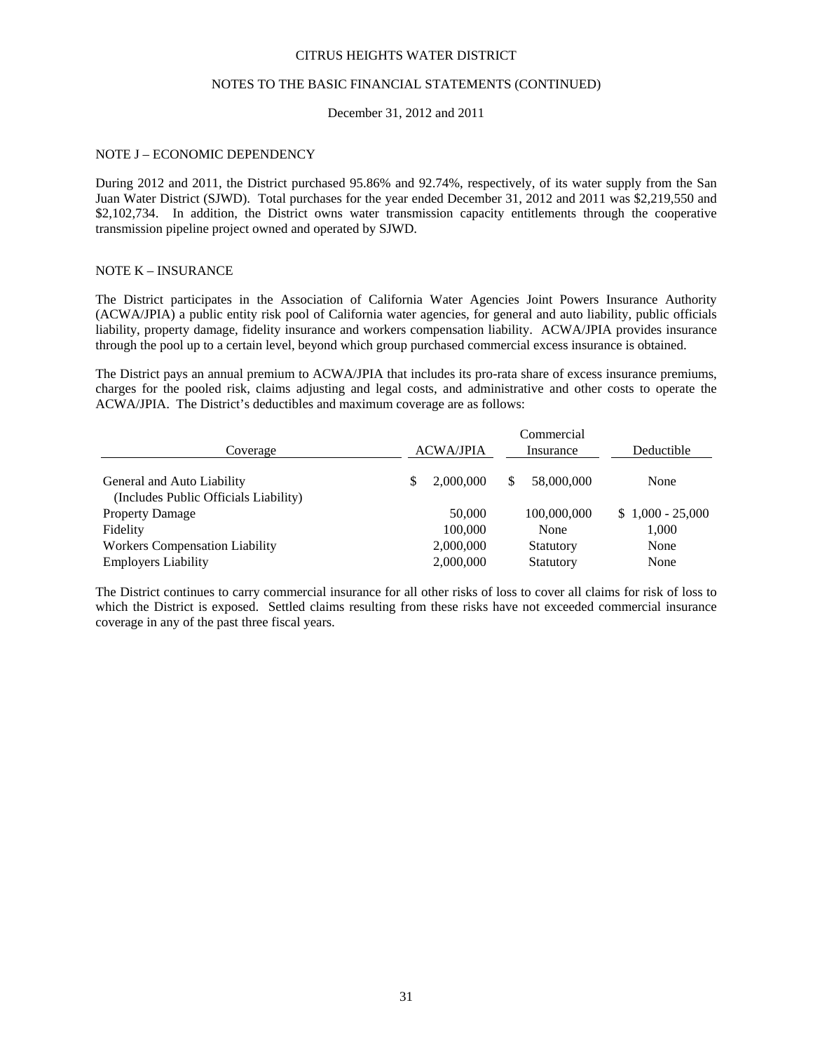CITRUS HEIGHTS WATER DISTRICT

NOTES TO THE BASIC FINANCIAL STATEMENTS (CONTINUED)

December 31, 2012 and 2011

## NOTE J – ECONOMIC DEPENDENCY

During 2012 and 2011, the District purchased 95.86% and 92.74%, respectively, of its water supply from the San Juan Water District (SJWD). Total purchases for the year ended December 31, 2012 and 2011 was $2,219,550 and $2,102,734. In addition, the District owns water transmission capacity entitlements through the cooperative transmission pipeline project owned and operated by SJWD.

## NOTE K – INSURANCE

The District participates in the Association of California Water Agencies Joint Powers Insurance Authority (ACWA/JPIA) a public entity risk pool of California water agencies, for general and auto liability, public officials liability, property damage, fidelity insurance and workers compensation liability. ACWA/JPIA provides insurance through the pool up to a certain level, beyond which group purchased commercial excess insurance is obtained.

The District pays an annual premium to ACWA/JPIA that includes its pro-rata share of excess insurance premiums, charges for the pooled risk, claims adjusting and legal costs, and administrative and other costs to operate the ACWA/JPIA. The District's deductibles and maximum coverage are as follows:

| Coverage | ACWA/JPIA | Commercial Insurance | Deductible |
|---|---|---|---|
| General and Auto Liability (Includes Public Officials Liability) | $ 2,000,000 | $ 58,000,000 | None |
| Property Damage | 50,000 | 100,000,000 | $ 1,000 - 25,000 |
| Fidelity | 100,000 | None | 1,000 |
| Workers Compensation Liability | 2,000,000 | Statutory | None |
| Employers Liability | 2,000,000 | Statutory | None |

The District continues to carry commercial insurance for all other risks of loss to cover all claims for risk of loss to which the District is exposed. Settled claims resulting from these risks have not exceeded commercial insurance coverage in any of the past three fiscal years.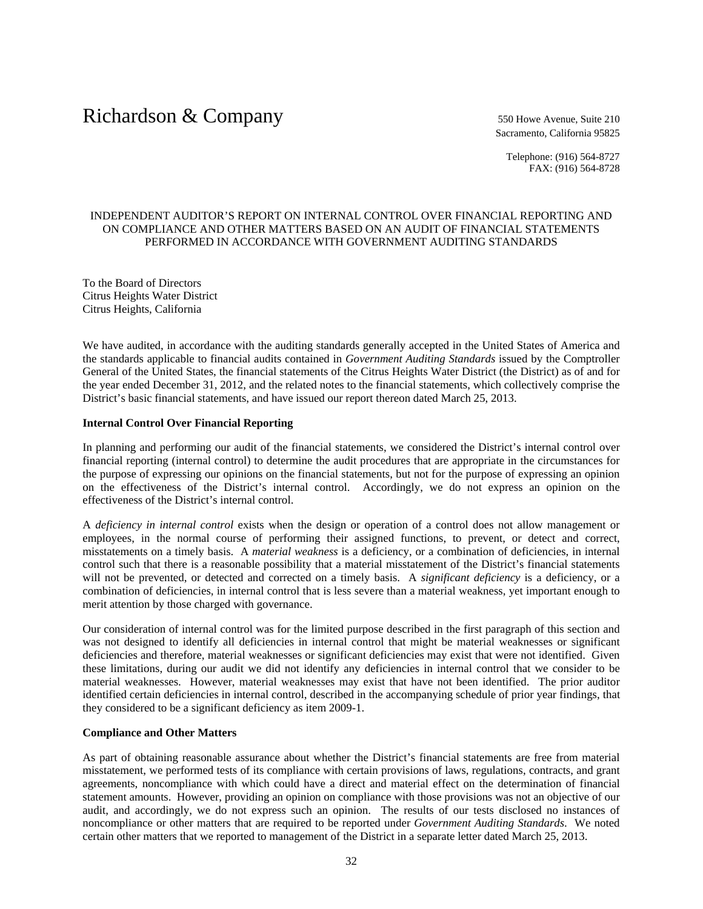# Richardson & Company

550 Howe Avenue, Suite 210
Sacramento, California 95825

Telephone: (916) 564-8727
FAX: (916) 564-8728

## INDEPENDENT AUDITOR'S REPORT ON INTERNAL CONTROL OVER FINANCIAL REPORTING AND ON COMPLIANCE AND OTHER MATTERS BASED ON AN AUDIT OF FINANCIAL STATEMENTS PERFORMED IN ACCORDANCE WITH GOVERNMENT AUDITING STANDARDS

To the Board of Directors
Citrus Heights Water District
Citrus Heights, California

We have audited, in accordance with the auditing standards generally accepted in the United States of America and the standards applicable to financial audits contained in *Government Auditing Standards* issued by the Comptroller General of the United States, the financial statements of the Citrus Heights Water District (the District) as of and for the year ended December 31, 2012, and the related notes to the financial statements, which collectively comprise the District's basic financial statements, and have issued our report thereon dated March 25, 2013.

**Internal Control Over Financial Reporting**

In planning and performing our audit of the financial statements, we considered the District's internal control over financial reporting (internal control) to determine the audit procedures that are appropriate in the circumstances for the purpose of expressing our opinions on the financial statements, but not for the purpose of expressing an opinion on the effectiveness of the District's internal control. Accordingly, we do not express an opinion on the effectiveness of the District's internal control.

A *deficiency in internal control* exists when the design or operation of a control does not allow management or employees, in the normal course of performing their assigned functions, to prevent, or detect and correct, misstatements on a timely basis. A *material weakness* is a deficiency, or a combination of deficiencies, in internal control such that there is a reasonable possibility that a material misstatement of the District's financial statements will not be prevented, or detected and corrected on a timely basis. A *significant deficiency* is a deficiency, or a combination of deficiencies, in internal control that is less severe than a material weakness, yet important enough to merit attention by those charged with governance.

Our consideration of internal control was for the limited purpose described in the first paragraph of this section and was not designed to identify all deficiencies in internal control that might be material weaknesses or significant deficiencies and therefore, material weaknesses or significant deficiencies may exist that were not identified. Given these limitations, during our audit we did not identify any deficiencies in internal control that we consider to be material weaknesses. However, material weaknesses may exist that have not been identified. The prior auditor identified certain deficiencies in internal control, described in the accompanying schedule of prior year findings, that they considered to be a significant deficiency as item 2009-1.

**Compliance and Other Matters**

As part of obtaining reasonable assurance about whether the District's financial statements are free from material misstatement, we performed tests of its compliance with certain provisions of laws, regulations, contracts, and grant agreements, noncompliance with which could have a direct and material effect on the determination of financial statement amounts. However, providing an opinion on compliance with those provisions was not an objective of our audit, and accordingly, we do not express such an opinion. The results of our tests disclosed no instances of noncompliance or other matters that are required to be reported under *Government Auditing Standards*. We noted certain other matters that we reported to management of the District in a separate letter dated March 25, 2013.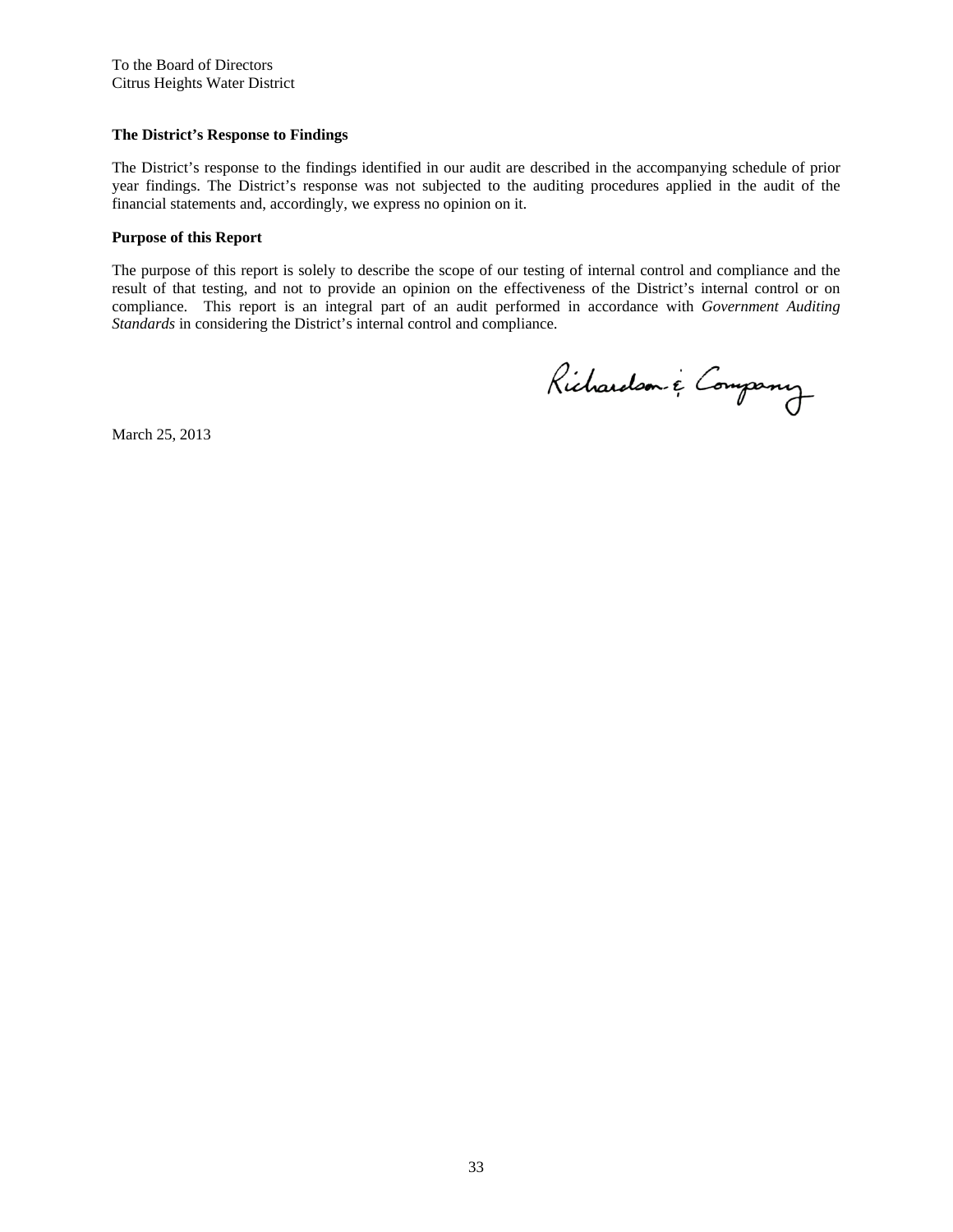To the Board of Directors
Citrus Heights Water District

**The District's Response to Findings**

The District's response to the findings identified in our audit are described in the accompanying schedule of prior year findings. The District's response was not subjected to the auditing procedures applied in the audit of the financial statements and, accordingly, we express no opinion on it.

**Purpose of this Report**

The purpose of this report is solely to describe the scope of our testing of internal control and compliance and the result of that testing, and not to provide an opinion on the effectiveness of the District's internal control or on compliance. This report is an integral part of an audit performed in accordance with *Government Auditing Standards* in considering the District's internal control and compliance.

Richardson & Company

March 25, 2013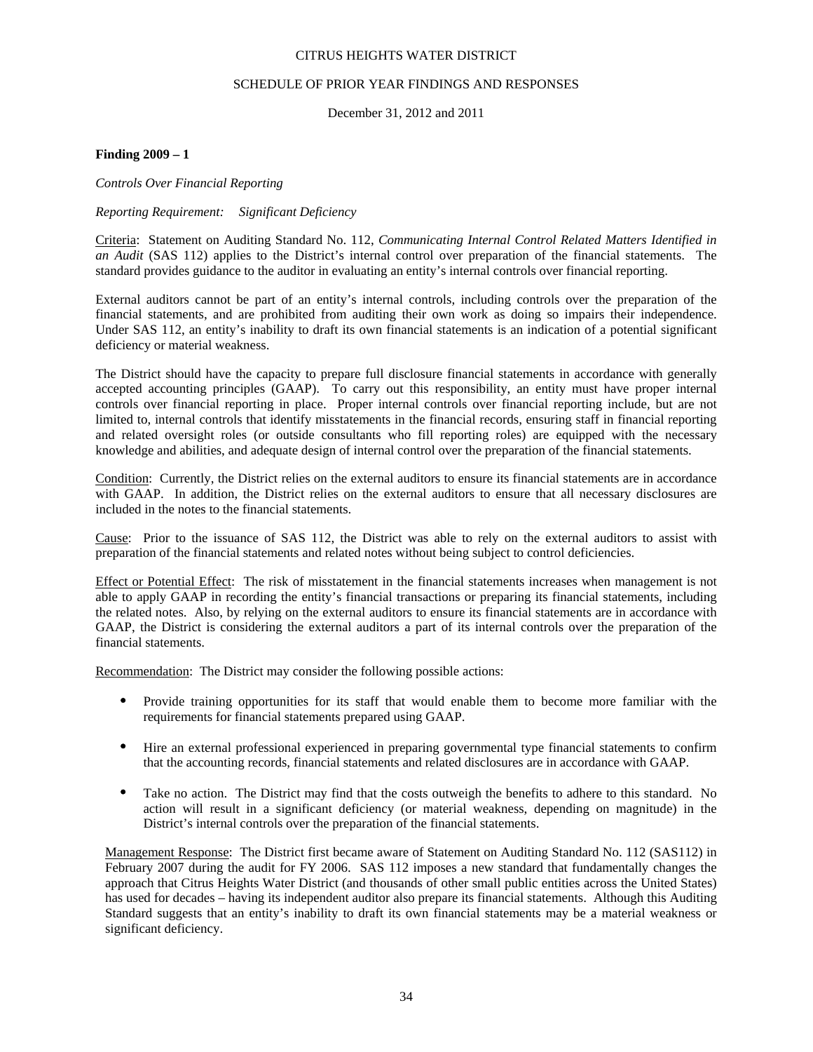CITRUS HEIGHTS WATER DISTRICT

SCHEDULE OF PRIOR YEAR FINDINGS AND RESPONSES

December 31, 2012 and 2011

**Finding 2009 – 1**

*Controls Over Financial Reporting*

*Reporting Requirement: Significant Deficiency*

Criteria: Statement on Auditing Standard No. 112, *Communicating Internal Control Related Matters Identified in an Audit* (SAS 112) applies to the District's internal control over preparation of the financial statements. The standard provides guidance to the auditor in evaluating an entity's internal controls over financial reporting.

External auditors cannot be part of an entity's internal controls, including controls over the preparation of the financial statements, and are prohibited from auditing their own work as doing so impairs their independence. Under SAS 112, an entity's inability to draft its own financial statements is an indication of a potential significant deficiency or material weakness.

The District should have the capacity to prepare full disclosure financial statements in accordance with generally accepted accounting principles (GAAP). To carry out this responsibility, an entity must have proper internal controls over financial reporting in place. Proper internal controls over financial reporting include, but are not limited to, internal controls that identify misstatements in the financial records, ensuring staff in financial reporting and related oversight roles (or outside consultants who fill reporting roles) are equipped with the necessary knowledge and abilities, and adequate design of internal control over the preparation of the financial statements.

Condition: Currently, the District relies on the external auditors to ensure its financial statements are in accordance with GAAP. In addition, the District relies on the external auditors to ensure that all necessary disclosures are included in the notes to the financial statements.

Cause: Prior to the issuance of SAS 112, the District was able to rely on the external auditors to assist with preparation of the financial statements and related notes without being subject to control deficiencies.

Effect or Potential Effect: The risk of misstatement in the financial statements increases when management is not able to apply GAAP in recording the entity's financial transactions or preparing its financial statements, including the related notes. Also, by relying on the external auditors to ensure its financial statements are in accordance with GAAP, the District is considering the external auditors a part of its internal controls over the preparation of the financial statements.

Recommendation: The District may consider the following possible actions:

- Provide training opportunities for its staff that would enable them to become more familiar with the requirements for financial statements prepared using GAAP.
- Hire an external professional experienced in preparing governmental type financial statements to confirm that the accounting records, financial statements and related disclosures are in accordance with GAAP.
- Take no action. The District may find that the costs outweigh the benefits to adhere to this standard. No action will result in a significant deficiency (or material weakness, depending on magnitude) in the District's internal controls over the preparation of the financial statements.

Management Response: The District first became aware of Statement on Auditing Standard No. 112 (SAS112) in February 2007 during the audit for FY 2006. SAS 112 imposes a new standard that fundamentally changes the approach that Citrus Heights Water District (and thousands of other small public entities across the United States) has used for decades – having its independent auditor also prepare its financial statements. Although this Auditing Standard suggests that an entity's inability to draft its own financial statements may be a material weakness or significant deficiency.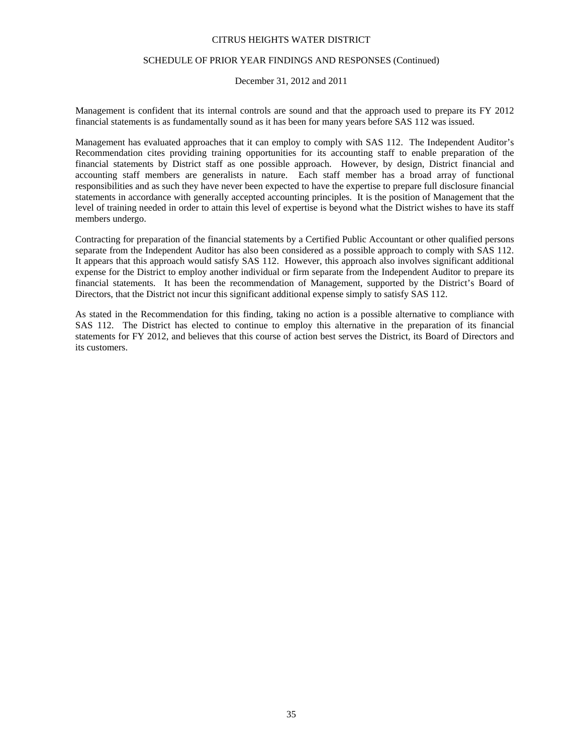Management is confident that its internal controls are sound and that the approach used to prepare its FY 2012 financial statements is as fundamentally sound as it has been for many years before SAS 112 was issued.

Management has evaluated approaches that it can employ to comply with SAS 112. The Independent Auditor's Recommendation cites providing training opportunities for its accounting staff to enable preparation of the financial statements by District staff as one possible approach. However, by design, District financial and accounting staff members are generalists in nature. Each staff member has a broad array of functional responsibilities and as such they have never been expected to have the expertise to prepare full disclosure financial statements in accordance with generally accepted accounting principles. It is the position of Management that the level of training needed in order to attain this level of expertise is beyond what the District wishes to have its staff members undergo.

Contracting for preparation of the financial statements by a Certified Public Accountant or other qualified persons separate from the Independent Auditor has also been considered as a possible approach to comply with SAS 112. It appears that this approach would satisfy SAS 112. However, this approach also involves significant additional expense for the District to employ another individual or firm separate from the Independent Auditor to prepare its financial statements. It has been the recommendation of Management, supported by the District's Board of Directors, that the District not incur this significant additional expense simply to satisfy SAS 112.

As stated in the Recommendation for this finding, taking no action is a possible alternative to compliance with SAS 112. The District has elected to continue to employ this alternative in the preparation of its financial statements for FY 2012, and believes that this course of action best serves the District, its Board of Directors and its customers.